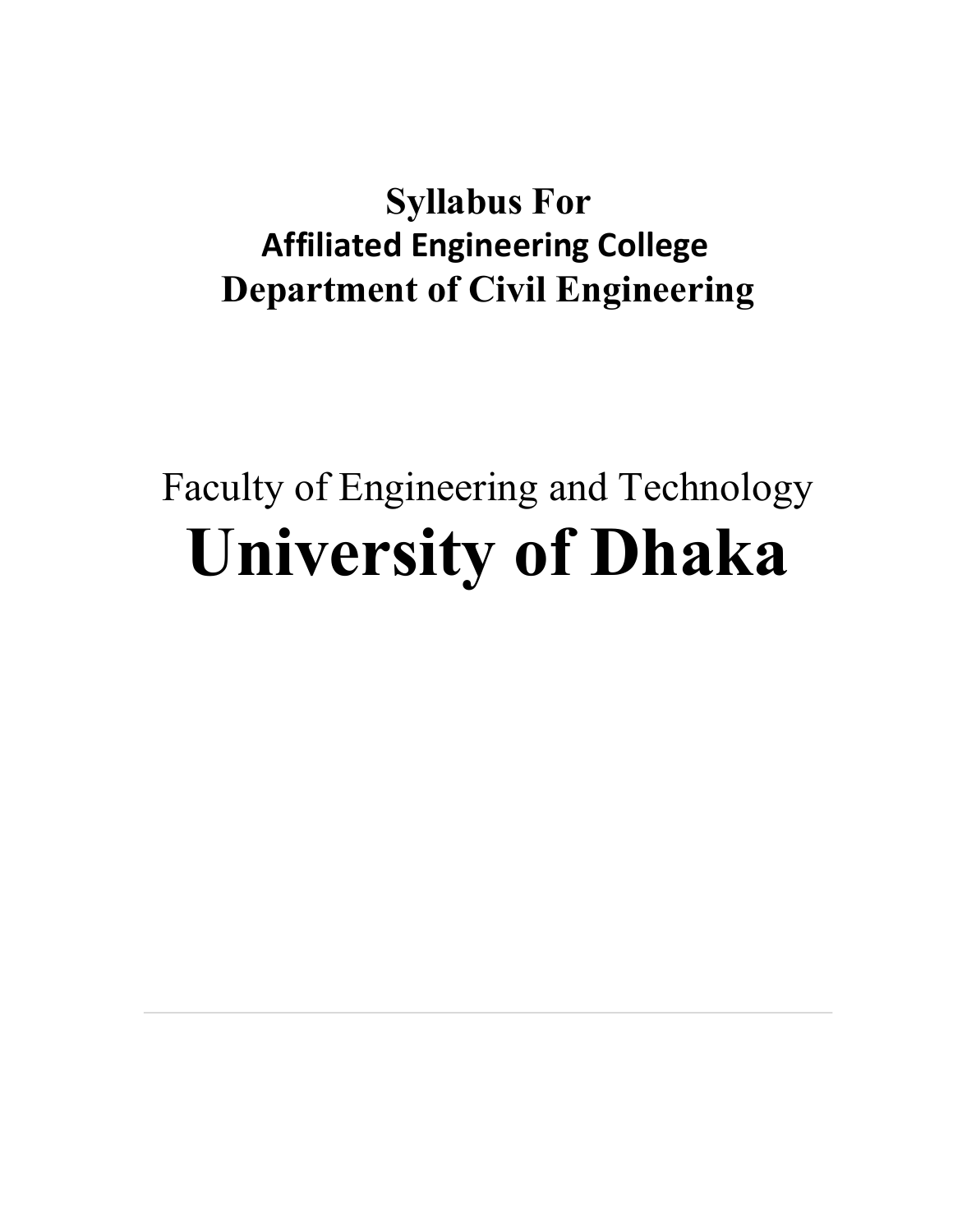# Syllabus For
## Affiliated Engineering College
## Department of Civil Engineering

Faculty of Engineering and Technology

# University of Dhaka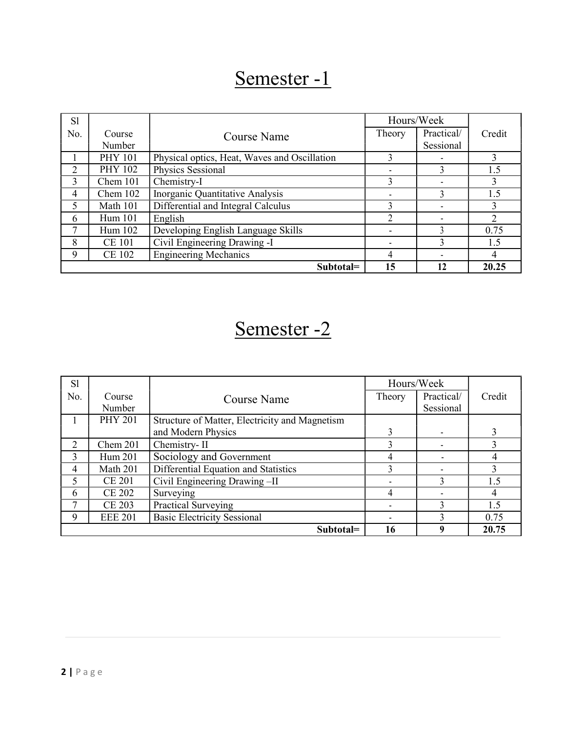# Semester -1

| Sl No. | Course Number | Course Name | Hours/Week | | Credit |
|---|---|---|---|---|---|
| | | | Theory | Practical/ Sessional | |
| 1 | PHY 101 | Physical optics, Heat, Waves and Oscillation | 3 | - | 3 |
| 2 | PHY 102 | Physics Sessional | - | 3 | 1.5 |
| 3 | Chem 101 | Chemistry-I | 3 | - | 3 |
| 4 | Chem 102 | Inorganic Quantitative Analysis | - | 3 | 1.5 |
| 5 | Math 101 | Differential and Integral Calculus | 3 | - | 3 |
| 6 | Hum 101 | English | 2 | - | 2 |
| 7 | Hum 102 | Developing English Language Skills | - | 3 | 0.75 |
| 8 | CE 101 | Civil Engineering Drawing -I | - | 3 | 1.5 |
| 9 | CE 102 | Engineering Mechanics | 4 | - | 4 |
| | | **Subtotal=** | **15** | **12** | **20.25** |

# Semester -2

| Sl No. | Course Number | Course Name | Hours/Week | | Credit |
|---|---|---|---|---|---|
| | | | Theory | Practical/ Sessional | |
| 1 | PHY 201 | Structure of Matter, Electricity and Magnetism and Modern Physics | 3 | - | 3 |
| 2 | Chem 201 | Chemistry- II | 3 | - | 3 |
| 3 | Hum 201 | Sociology and Government | 4 | - | 4 |
| 4 | Math 201 | Differential Equation and Statistics | 3 | - | 3 |
| 5 | CE 201 | Civil Engineering Drawing –II | - | 3 | 1.5 |
| 6 | CE 202 | Surveying | 4 | - | 4 |
| 7 | CE 203 | Practical Surveying | - | 3 | 1.5 |
| 9 | EEE 201 | Basic Electricity Sessional | - | 3 | 0.75 |
| | | **Subtotal=** | **16** | **9** | **20.75** |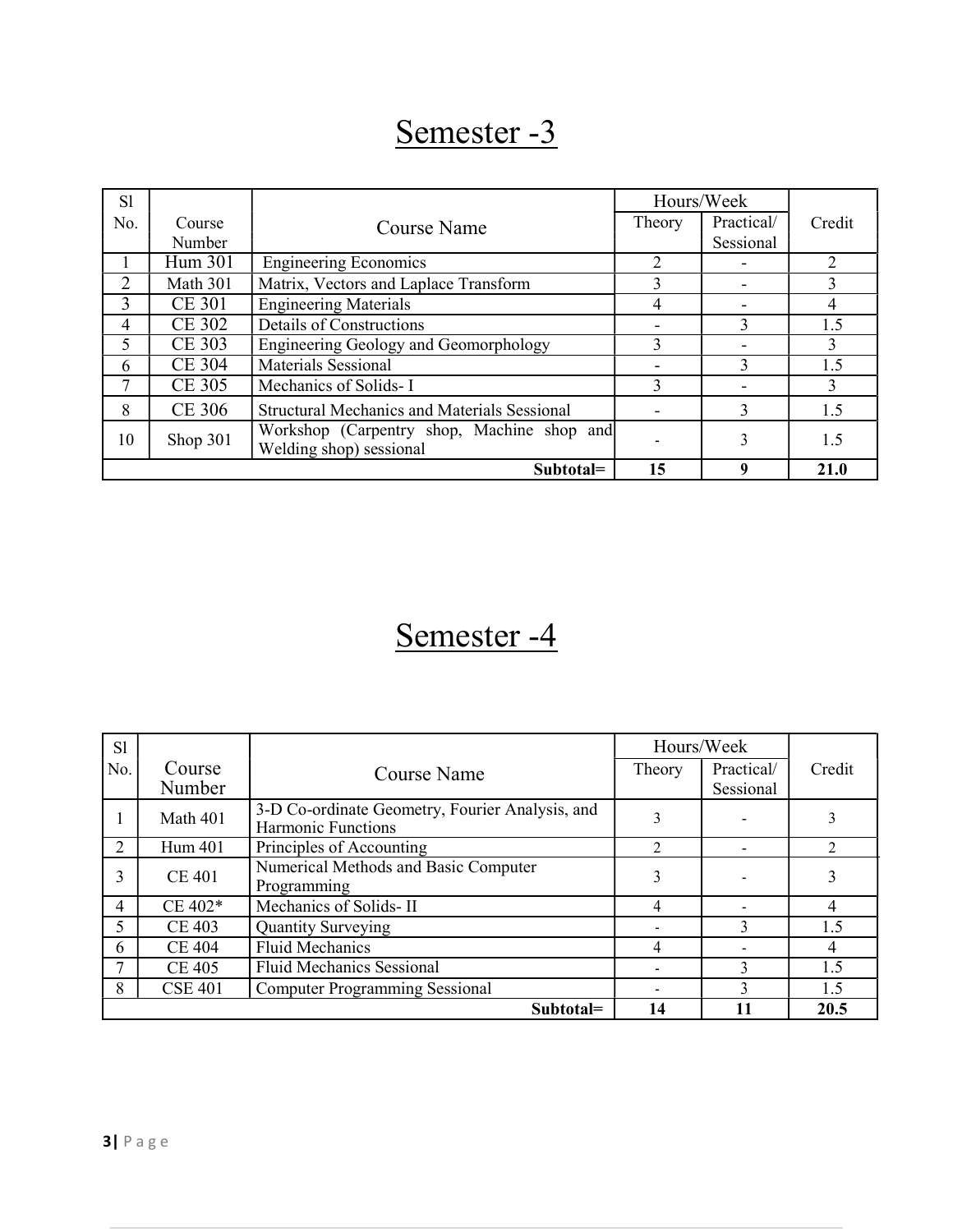# Semester -3

| Sl No. | Course Number | Course Name | Hours/Week | | Credit |
|---|---|---|---|---|---|
| | | | Theory | Practical/ Sessional | |
| 1 | Hum 301 | Engineering Economics | 2 | - | 2 |
| 2 | Math 301 | Matrix, Vectors and Laplace Transform | 3 | - | 3 |
| 3 | CE 301 | Engineering Materials | 4 | - | 4 |
| 4 | CE 302 | Details of Constructions | - | 3 | 1.5 |
| 5 | CE 303 | Engineering Geology and Geomorphology | 3 | - | 3 |
| 6 | CE 304 | Materials Sessional | - | 3 | 1.5 |
| 7 | CE 305 | Mechanics of Solids- I | 3 | - | 3 |
| 8 | CE 306 | Structural Mechanics and Materials Sessional | - | 3 | 1.5 |
| 10 | Shop 301 | Workshop (Carpentry shop, Machine shop and Welding shop) sessional | - | 3 | 1.5 |
| | | **Subtotal=** | **15** | **9** | **21.0** |

# Semester -4

| Sl No. | Course Number | Course Name | Hours/Week | | Credit |
|---|---|---|---|---|---|
| | | | Theory | Practical/ Sessional | |
| 1 | Math 401 | 3-D Co-ordinate Geometry, Fourier Analysis, and Harmonic Functions | 3 | - | 3 |
| 2 | Hum 401 | Principles of Accounting | 2 | - | 2 |
| 3 | CE 401 | Numerical Methods and Basic Computer Programming | 3 | - | 3 |
| 4 | CE 402* | Mechanics of Solids- II | 4 | - | 4 |
| 5 | CE 403 | Quantity Surveying | - | 3 | 1.5 |
| 6 | CE 404 | Fluid Mechanics | 4 | - | 4 |
| 7 | CE 405 | Fluid Mechanics Sessional | - | 3 | 1.5 |
| 8 | CSE 401 | Computer Programming Sessional | - | 3 | 1.5 |
| | | **Subtotal=** | **14** | **11** | **20.5** |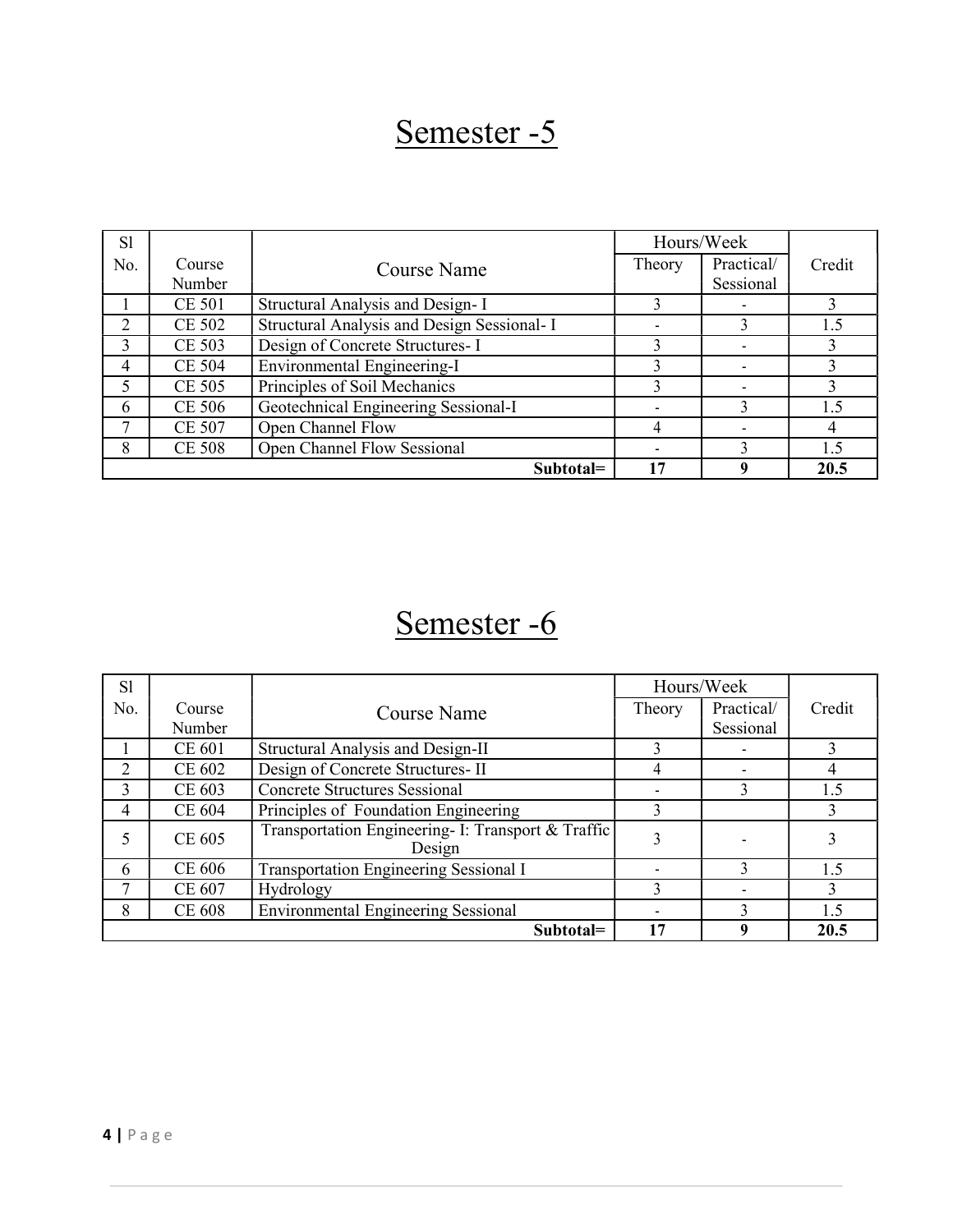# Semester -5

| Sl No. | Course Number | Course Name | Hours/Week | | Credit |
|---|---|---|---|---|---|
| | | | Theory | Practical/ Sessional | |
| 1 | CE 501 | Structural Analysis and Design- I | 3 | - | 3 |
| 2 | CE 502 | Structural Analysis and Design Sessional- I | - | 3 | 1.5 |
| 3 | CE 503 | Design of Concrete Structures- I | 3 | - | 3 |
| 4 | CE 504 | Environmental Engineering-I | 3 | - | 3 |
| 5 | CE 505 | Principles of Soil Mechanics | 3 | - | 3 |
| 6 | CE 506 | Geotechnical Engineering Sessional-I | - | 3 | 1.5 |
| 7 | CE 507 | Open Channel Flow | 4 | - | 4 |
| 8 | CE 508 | Open Channel Flow Sessional | - | 3 | 1.5 |
| | | **Subtotal=** | **17** | **9** | **20.5** |

# Semester -6

| Sl No. | Course Number | Course Name | Hours/Week | | Credit |
|---|---|---|---|---|---|
| | | | Theory | Practical/ Sessional | |
| 1 | CE 601 | Structural Analysis and Design-II | 3 | - | 3 |
| 2 | CE 602 | Design of Concrete Structures- II | 4 | - | 4 |
| 3 | CE 603 | Concrete Structures Sessional | - | 3 | 1.5 |
| 4 | CE 604 | Principles of Foundation Engineering | 3 | | 3 |
| 5 | CE 605 | Transportation Engineering- I: Transport & Traffic Design | 3 | - | 3 |
| 6 | CE 606 | Transportation Engineering Sessional I | - | 3 | 1.5 |
| 7 | CE 607 | Hydrology | 3 | - | 3 |
| 8 | CE 608 | Environmental Engineering Sessional | - | 3 | 1.5 |
| | | **Subtotal=** | **17** | **9** | **20.5** |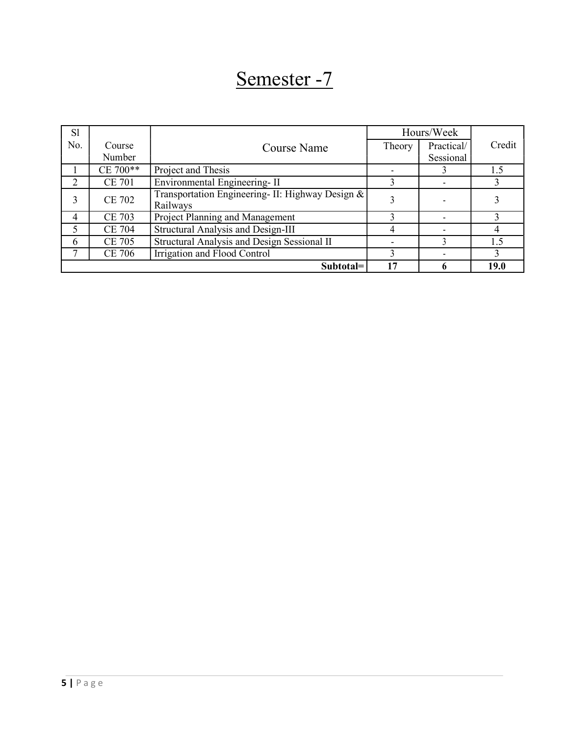# Semester -7

| Sl No. | Course Number | Course Name | Hours/Week | | Credit |
|---|---|---|---|---|---|
| | | | Theory | Practical/ Sessional | |
| 1 | CE 700** | Project and Thesis | - | 3 | 1.5 |
| 2 | CE 701 | Environmental Engineering- II | 3 | - | 3 |
| 3 | CE 702 | Transportation Engineering- II: Highway Design & Railways | 3 | - | 3 |
| 4 | CE 703 | Project Planning and Management | 3 | - | 3 |
| 5 | CE 704 | Structural Analysis and Design-III | 4 | - | 4 |
| 6 | CE 705 | Structural Analysis and Design Sessional II | - | 3 | 1.5 |
| 7 | CE 706 | Irrigation and Flood Control | 3 | - | 3 |
| | | **Subtotal=** | **17** | **6** | **19.0** |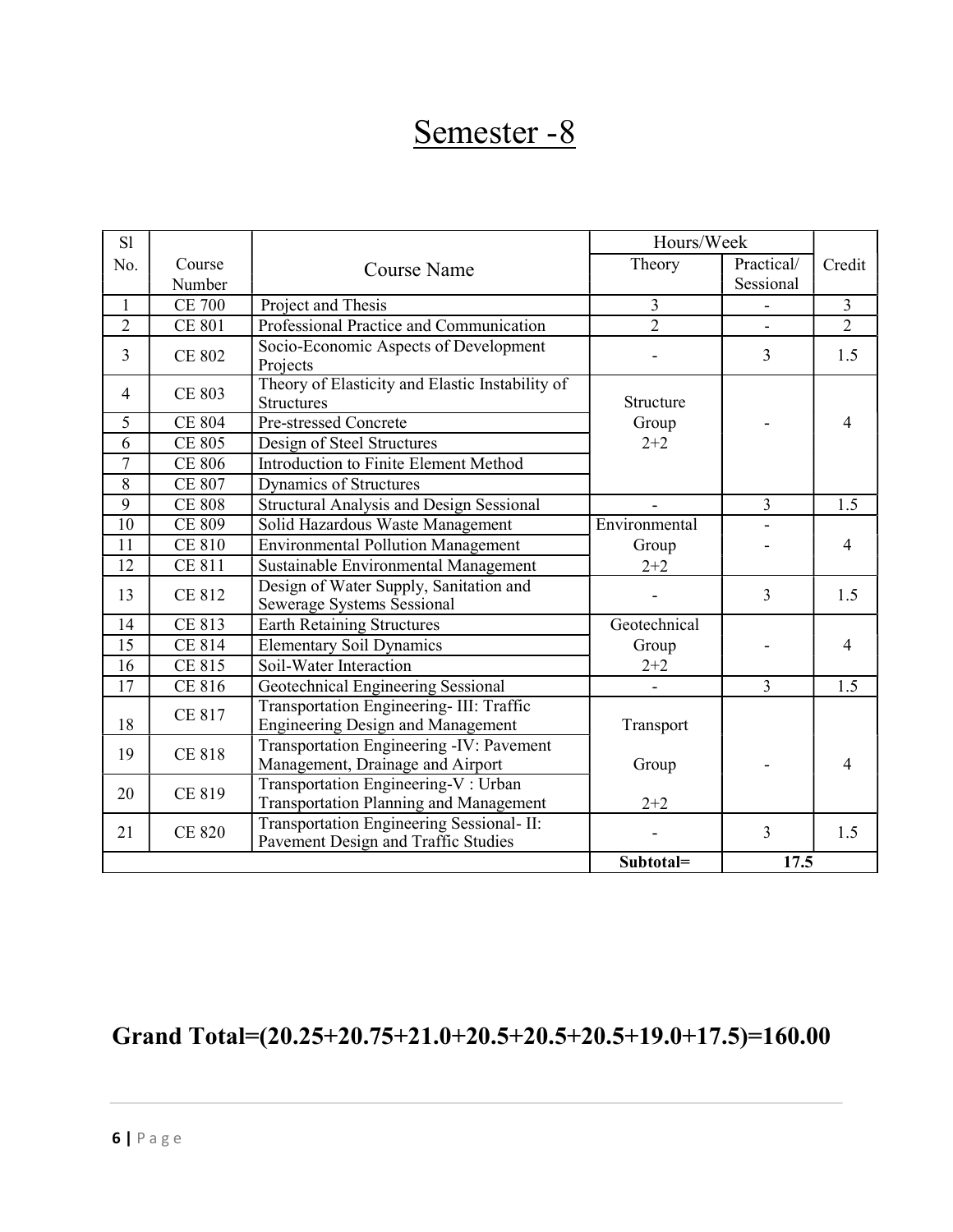# Semester -8

| Sl No. | Course Number | Course Name | Hours/Week | | Credit |
|---|---|---|---|---|---|
| | | | Theory | Practical/ Sessional | |
| 1 | CE 700 | Project and Thesis | 3 | - | 3 |
| 2 | CE 801 | Professional Practice and Communication | 2 | - | 2 |
| 3 | CE 802 | Socio-Economic Aspects of Development Projects | - | 3 | 1.5 |
| 4 | CE 803 | Theory of Elasticity and Elastic Instability of Structures | Structure Group 2+2 | - | 4 |
| 5 | CE 804 | Pre-stressed Concrete | | | |
| 6 | CE 805 | Design of Steel Structures | | | |
| 7 | CE 806 | Introduction to Finite Element Method | | | |
| 8 | CE 807 | Dynamics of Structures | | | |
| 9 | CE 808 | Structural Analysis and Design Sessional | - | 3 | 1.5 |
| 10 | CE 809 | Solid Hazardous Waste Management | Environmental Group 2+2 | - | 4 |
| 11 | CE 810 | Environmental Pollution Management | | - | |
| 12 | CE 811 | Sustainable Environmental Management | | | |
| 13 | CE 812 | Design of Water Supply, Sanitation and Sewerage Systems Sessional | - | 3 | 1.5 |
| 14 | CE 813 | Earth Retaining Structures | Geotechnical Group 2+2 | - | 4 |
| 15 | CE 814 | Elementary Soil Dynamics | | | |
| 16 | CE 815 | Soil-Water Interaction | | | |
| 17 | CE 816 | Geotechnical Engineering Sessional | - | 3 | 1.5 |
| 18 | CE 817 | Transportation Engineering- III: Traffic Engineering Design and Management | Transport Group 2+2 | - | 4 |
| 19 | CE 818 | Transportation Engineering -IV: Pavement Management, Drainage and Airport | | | |
| 20 | CE 819 | Transportation Engineering-V : Urban Transportation Planning and Management | | | |
| 21 | CE 820 | Transportation Engineering Sessional- II: Pavement Design and Traffic Studies | - | 3 | 1.5 |
| | | | **Subtotal=** | **17.5** | |

**Grand Total=(20.25+20.75+21.0+20.5+20.5+20.5+19.0+17.5)=160.00**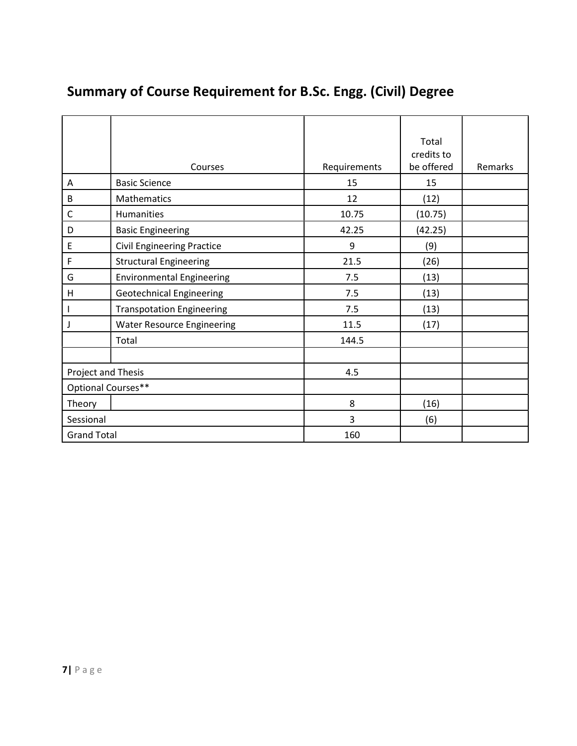## Summary of Course Requirement for B.Sc. Engg. (Civil) Degree

| | Courses | Requirements | Total credits to be offered | Remarks |
|---|---|---|---|---|
| A | Basic Science | 15 | 15 | |
| B | Mathematics | 12 | (12) | |
| C | Humanities | 10.75 | (10.75) | |
| D | Basic Engineering | 42.25 | (42.25) | |
| E | Civil Engineering Practice | 9 | (9) | |
| F | Structural Engineering | 21.5 | (26) | |
| G | Environmental Engineering | 7.5 | (13) | |
| H | Geotechnical Engineering | 7.5 | (13) | |
| I | Transpotation Engineering | 7.5 | (13) | |
| J | Water Resource Engineering | 11.5 | (17) | |
| | Total | 144.5 | | |
| | | | | |
| Project and Thesis | | 4.5 | | |
| Optional Courses** | | | | |
| Theory | | 8 | (16) | |
| Sessional | | 3 | (6) | |
| Grand Total | | 160 | | |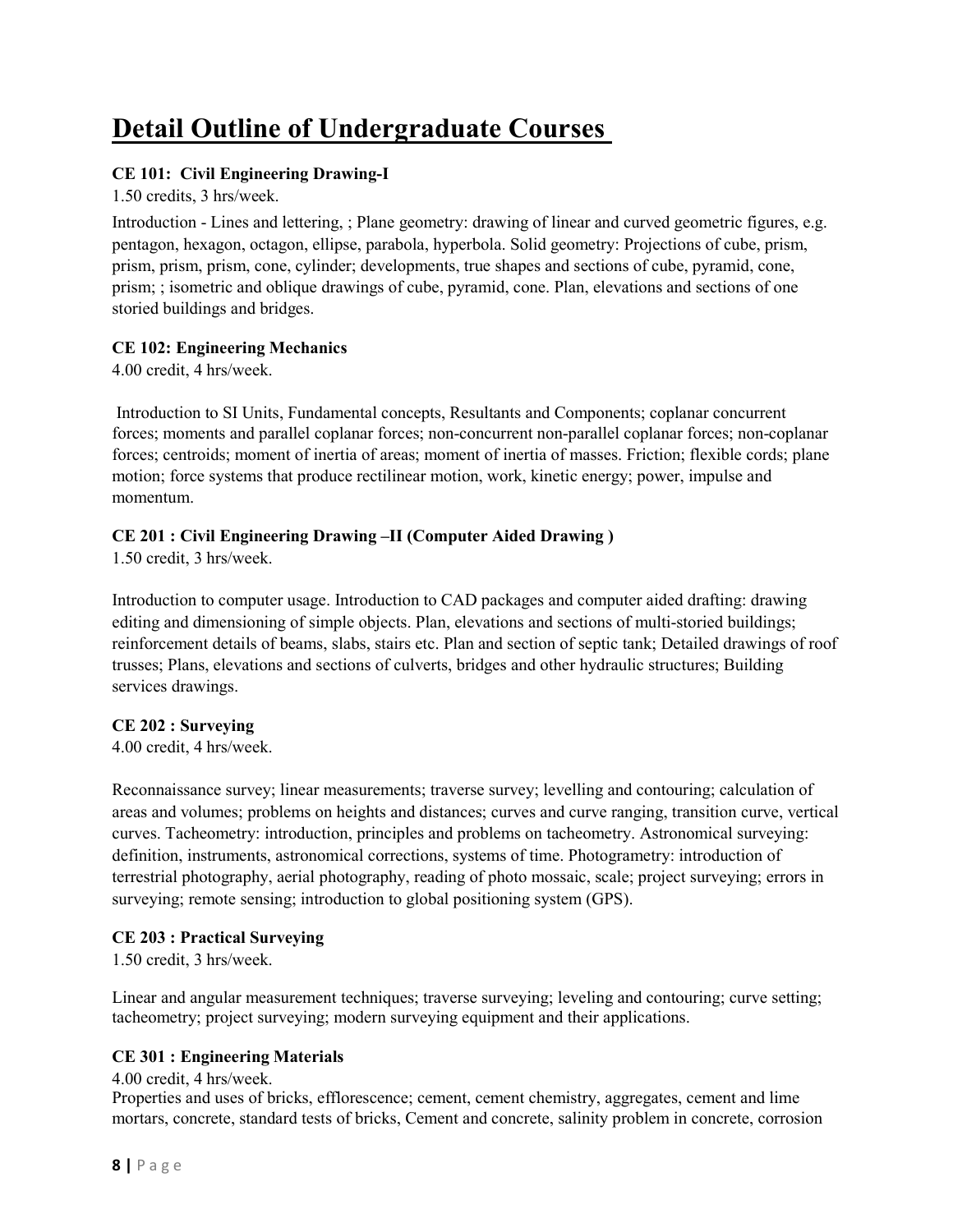# Detail Outline of Undergraduate Courses

**CE 101: Civil Engineering Drawing-I**

1.50 credits, 3 hrs/week.

Introduction - Lines and lettering, ; Plane geometry: drawing of linear and curved geometric figures, e.g. pentagon, hexagon, octagon, ellipse, parabola, hyperbola. Solid geometry: Projections of cube, prism, prism, prism, prism, cone, cylinder; developments, true shapes and sections of cube, pyramid, cone, prism; ; isometric and oblique drawings of cube, pyramid, cone. Plan, elevations and sections of one storied buildings and bridges.

**CE 102: Engineering Mechanics**

4.00 credit, 4 hrs/week.

Introduction to SI Units, Fundamental concepts, Resultants and Components; coplanar concurrent forces; moments and parallel coplanar forces; non-concurrent non-parallel coplanar forces; non-coplanar forces; centroids; moment of inertia of areas; moment of inertia of masses. Friction; flexible cords; plane motion; force systems that produce rectilinear motion, work, kinetic energy; power, impulse and momentum.

**CE 201 : Civil Engineering Drawing –II (Computer Aided Drawing )**

1.50 credit, 3 hrs/week.

Introduction to computer usage. Introduction to CAD packages and computer aided drafting: drawing editing and dimensioning of simple objects. Plan, elevations and sections of multi-storied buildings; reinforcement details of beams, slabs, stairs etc. Plan and section of septic tank; Detailed drawings of roof trusses; Plans, elevations and sections of culverts, bridges and other hydraulic structures; Building services drawings.

**CE 202 : Surveying**

4.00 credit, 4 hrs/week.

Reconnaissance survey; linear measurements; traverse survey; levelling and contouring; calculation of areas and volumes; problems on heights and distances; curves and curve ranging, transition curve, vertical curves. Tacheometry: introduction, principles and problems on tacheometry. Astronomical surveying: definition, instruments, astronomical corrections, systems of time. Photogrametry: introduction of terrestrial photography, aerial photography, reading of photo mossaic, scale; project surveying; errors in surveying; remote sensing; introduction to global positioning system (GPS).

**CE 203 : Practical Surveying**

1.50 credit, 3 hrs/week.

Linear and angular measurement techniques; traverse surveying; leveling and contouring; curve setting; tacheometry; project surveying; modern surveying equipment and their applications.

**CE 301 : Engineering Materials**

4.00 credit, 4 hrs/week.

Properties and uses of bricks, efflorescence; cement, cement chemistry, aggregates, cement and lime mortars, concrete, standard tests of bricks, Cement and concrete, salinity problem in concrete, corrosion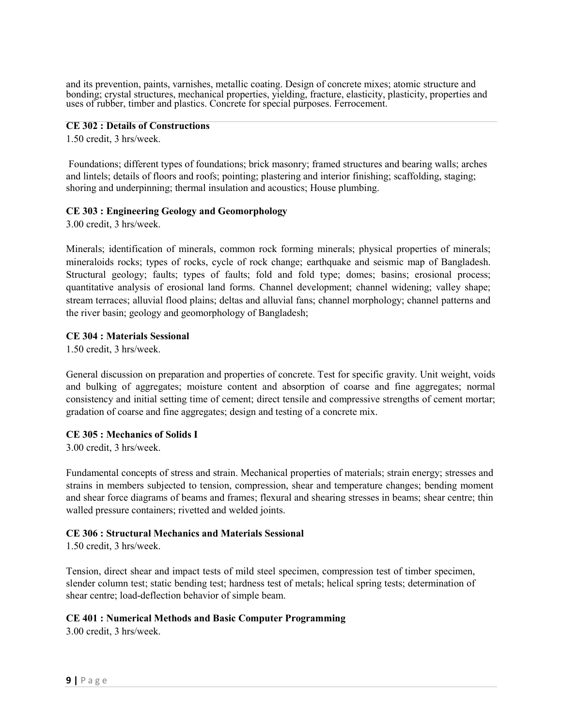and its prevention, paints, varnishes, metallic coating. Design of concrete mixes; atomic structure and bonding; crystal structures, mechanical properties, yielding, fracture, elasticity, plasticity, properties and uses of rubber, timber and plastics. Concrete for special purposes. Ferrocement.

**CE 302 : Details of Constructions**

1.50 credit, 3 hrs/week.

Foundations; different types of foundations; brick masonry; framed structures and bearing walls; arches and lintels; details of floors and roofs; pointing; plastering and interior finishing; scaffolding, staging; shoring and underpinning; thermal insulation and acoustics; House plumbing.

**CE 303 : Engineering Geology and Geomorphology**

3.00 credit, 3 hrs/week.

Minerals; identification of minerals, common rock forming minerals; physical properties of minerals; mineraloids rocks; types of rocks, cycle of rock change; earthquake and seismic map of Bangladesh. Structural geology; faults; types of faults; fold and fold type; domes; basins; erosional process; quantitative analysis of erosional land forms. Channel development; channel widening; valley shape; stream terraces; alluvial flood plains; deltas and alluvial fans; channel morphology; channel patterns and the river basin; geology and geomorphology of Bangladesh;

**CE 304 : Materials Sessional**

1.50 credit, 3 hrs/week.

General discussion on preparation and properties of concrete. Test for specific gravity. Unit weight, voids and bulking of aggregates; moisture content and absorption of coarse and fine aggregates; normal consistency and initial setting time of cement; direct tensile and compressive strengths of cement mortar; gradation of coarse and fine aggregates; design and testing of a concrete mix.

**CE 305 : Mechanics of Solids I**

3.00 credit, 3 hrs/week.

Fundamental concepts of stress and strain. Mechanical properties of materials; strain energy; stresses and strains in members subjected to tension, compression, shear and temperature changes; bending moment and shear force diagrams of beams and frames; flexural and shearing stresses in beams; shear centre; thin walled pressure containers; rivetted and welded joints.

**CE 306 : Structural Mechanics and Materials Sessional**

1.50 credit, 3 hrs/week.

Tension, direct shear and impact tests of mild steel specimen, compression test of timber specimen, slender column test; static bending test; hardness test of metals; helical spring tests; determination of shear centre; load-deflection behavior of simple beam.

**CE 401 : Numerical Methods and Basic Computer Programming**

3.00 credit, 3 hrs/week.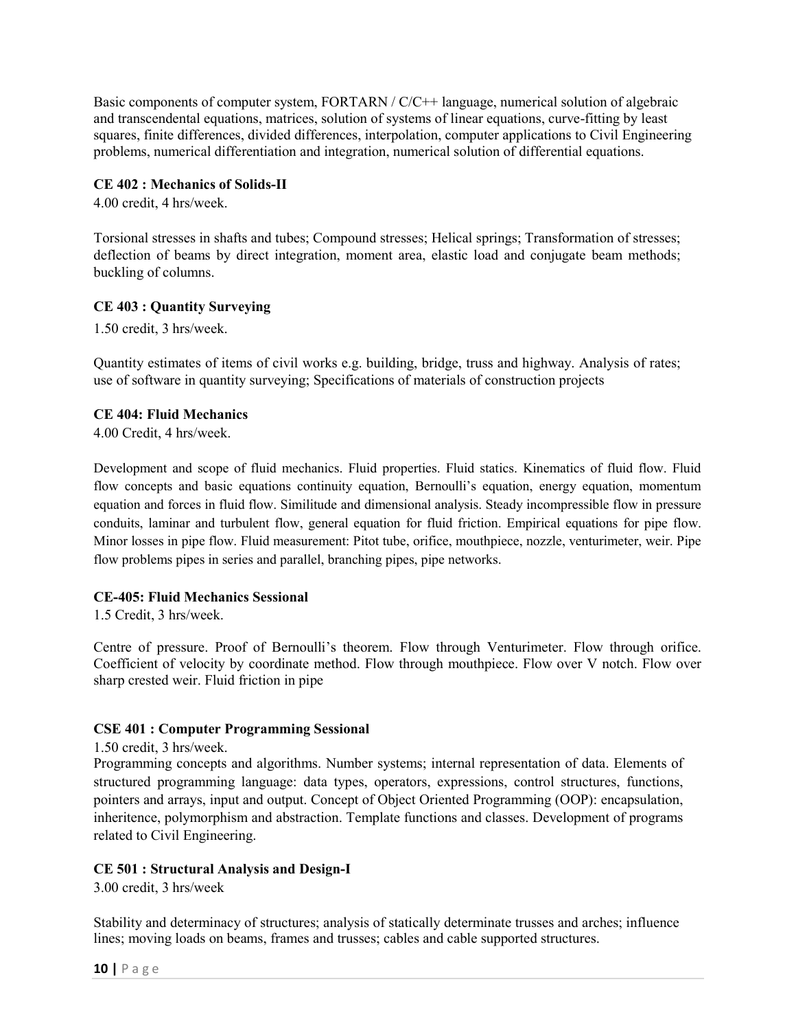Basic components of computer system, FORTARN / C/C++ language, numerical solution of algebraic and transcendental equations, matrices, solution of systems of linear equations, curve-fitting by least squares, finite differences, divided differences, interpolation, computer applications to Civil Engineering problems, numerical differentiation and integration, numerical solution of differential equations.

**CE 402 : Mechanics of Solids-II**

4.00 credit, 4 hrs/week.

Torsional stresses in shafts and tubes; Compound stresses; Helical springs; Transformation of stresses; deflection of beams by direct integration, moment area, elastic load and conjugate beam methods; buckling of columns.

**CE 403 : Quantity Surveying**

1.50 credit, 3 hrs/week.

Quantity estimates of items of civil works e.g. building, bridge, truss and highway. Analysis of rates; use of software in quantity surveying; Specifications of materials of construction projects

**CE 404: Fluid Mechanics**

4.00 Credit, 4 hrs/week.

Development and scope of fluid mechanics. Fluid properties. Fluid statics. Kinematics of fluid flow. Fluid flow concepts and basic equations continuity equation, Bernoulli's equation, energy equation, momentum equation and forces in fluid flow. Similitude and dimensional analysis. Steady incompressible flow in pressure conduits, laminar and turbulent flow, general equation for fluid friction. Empirical equations for pipe flow. Minor losses in pipe flow. Fluid measurement: Pitot tube, orifice, mouthpiece, nozzle, venturimeter, weir. Pipe flow problems pipes in series and parallel, branching pipes, pipe networks.

**CE-405: Fluid Mechanics Sessional**

1.5 Credit, 3 hrs/week.

Centre of pressure. Proof of Bernoulli's theorem. Flow through Venturimeter. Flow through orifice. Coefficient of velocity by coordinate method. Flow through mouthpiece. Flow over V notch. Flow over sharp crested weir. Fluid friction in pipe

**CSE 401 : Computer Programming Sessional**

1.50 credit, 3 hrs/week.

Programming concepts and algorithms. Number systems; internal representation of data. Elements of structured programming language: data types, operators, expressions, control structures, functions, pointers and arrays, input and output. Concept of Object Oriented Programming (OOP): encapsulation, inheritence, polymorphism and abstraction. Template functions and classes. Development of programs related to Civil Engineering.

**CE 501 : Structural Analysis and Design-I**

3.00 credit, 3 hrs/week

Stability and determinacy of structures; analysis of statically determinate trusses and arches; influence lines; moving loads on beams, frames and trusses; cables and cable supported structures.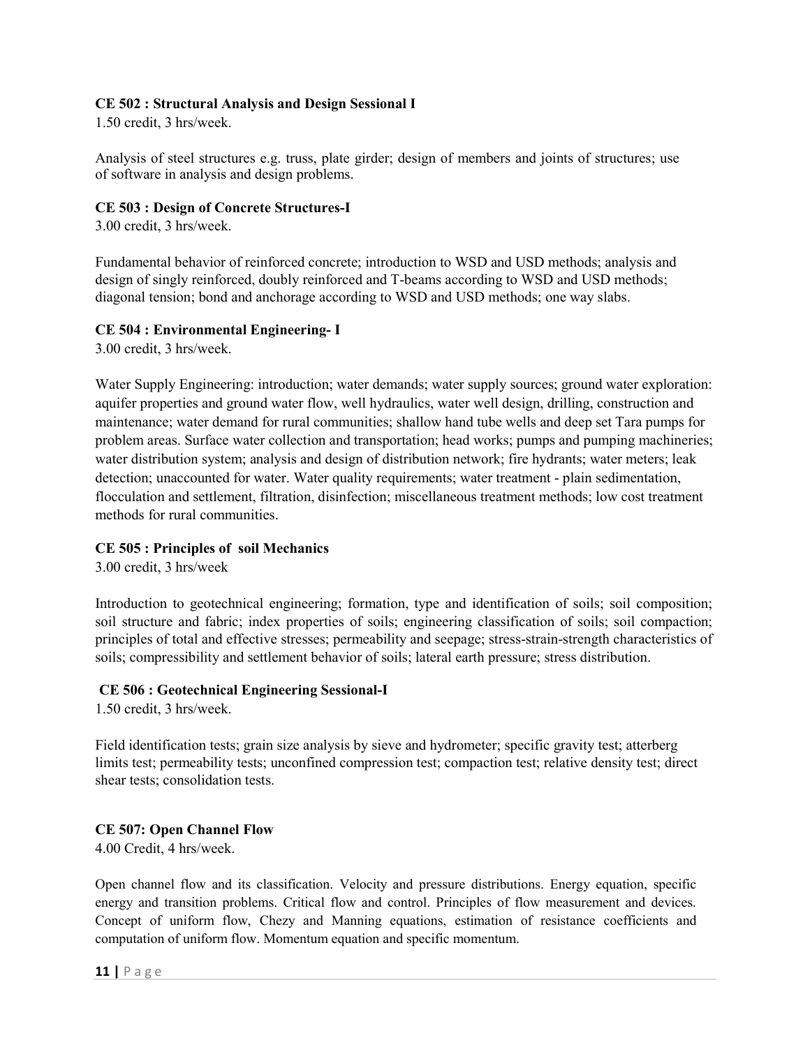**CE 502 : Structural Analysis and Design Sessional I**

1.50 credit, 3 hrs/week.

Analysis of steel structures e.g. truss, plate girder; design of members and joints of structures; use of software in analysis and design problems.

**CE 503 : Design of Concrete Structures-I**

3.00 credit, 3 hrs/week.

Fundamental behavior of reinforced concrete; introduction to WSD and USD methods; analysis and design of singly reinforced, doubly reinforced and T-beams according to WSD and USD methods; diagonal tension; bond and anchorage according to WSD and USD methods; one way slabs.

**CE 504 : Environmental Engineering- I**

3.00 credit, 3 hrs/week.

Water Supply Engineering: introduction; water demands; water supply sources; ground water exploration: aquifer properties and ground water flow, well hydraulics, water well design, drilling, construction and maintenance; water demand for rural communities; shallow hand tube wells and deep set Tara pumps for problem areas. Surface water collection and transportation; head works; pumps and pumping machineries; water distribution system; analysis and design of distribution network; fire hydrants; water meters; leak detection; unaccounted for water. Water quality requirements; water treatment - plain sedimentation, flocculation and settlement, filtration, disinfection; miscellaneous treatment methods; low cost treatment methods for rural communities.

**CE 505 : Principles of soil Mechanics**

3.00 credit, 3 hrs/week

Introduction to geotechnical engineering; formation, type and identification of soils; soil composition; soil structure and fabric; index properties of soils; engineering classification of soils; soil compaction; principles of total and effective stresses; permeability and seepage; stress-strain-strength characteristics of soils; compressibility and settlement behavior of soils; lateral earth pressure; stress distribution.

**CE 506 : Geotechnical Engineering Sessional-I**

1.50 credit, 3 hrs/week.

Field identification tests; grain size analysis by sieve and hydrometer; specific gravity test; atterberg limits test; permeability tests; unconfined compression test; compaction test; relative density test; direct shear tests; consolidation tests.

**CE 507: Open Channel Flow**

4.00 Credit, 4 hrs/week.

Open channel flow and its classification. Velocity and pressure distributions. Energy equation, specific energy and transition problems. Critical flow and control. Principles of flow measurement and devices. Concept of uniform flow, Chezy and Manning equations, estimation of resistance coefficients and computation of uniform flow. Momentum equation and specific momentum.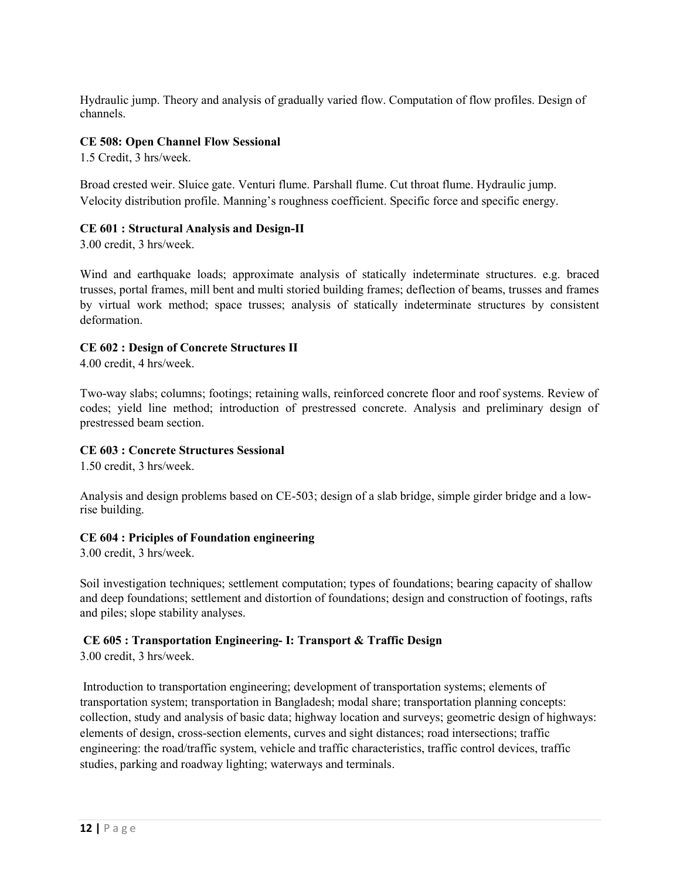Hydraulic jump. Theory and analysis of gradually varied flow. Computation of flow profiles. Design of channels.

**CE 508: Open Channel Flow Sessional**

1.5 Credit, 3 hrs/week.

Broad crested weir. Sluice gate. Venturi flume. Parshall flume. Cut throat flume. Hydraulic jump. Velocity distribution profile. Manning's roughness coefficient. Specific force and specific energy.

**CE 601 : Structural Analysis and Design-II**

3.00 credit, 3 hrs/week.

Wind and earthquake loads; approximate analysis of statically indeterminate structures. e.g. braced trusses, portal frames, mill bent and multi storied building frames; deflection of beams, trusses and frames by virtual work method; space trusses; analysis of statically indeterminate structures by consistent deformation.

**CE 602 : Design of Concrete Structures II**

4.00 credit, 4 hrs/week.

Two-way slabs; columns; footings; retaining walls, reinforced concrete floor and roof systems. Review of codes; yield line method; introduction of prestressed concrete. Analysis and preliminary design of prestressed beam section.

**CE 603 : Concrete Structures Sessional**

1.50 credit, 3 hrs/week.

Analysis and design problems based on CE-503; design of a slab bridge, simple girder bridge and a low-rise building.

**CE 604 : Priciples of Foundation engineering**

3.00 credit, 3 hrs/week.

Soil investigation techniques; settlement computation; types of foundations; bearing capacity of shallow and deep foundations; settlement and distortion of foundations; design and construction of footings, rafts and piles; slope stability analyses.

**CE 605 : Transportation Engineering- I: Transport & Traffic Design**

3.00 credit, 3 hrs/week.

Introduction to transportation engineering; development of transportation systems; elements of transportation system; transportation in Bangladesh; modal share; transportation planning concepts: collection, study and analysis of basic data; highway location and surveys; geometric design of highways: elements of design, cross-section elements, curves and sight distances; road intersections; traffic engineering: the road/traffic system, vehicle and traffic characteristics, traffic control devices, traffic studies, parking and roadway lighting; waterways and terminals.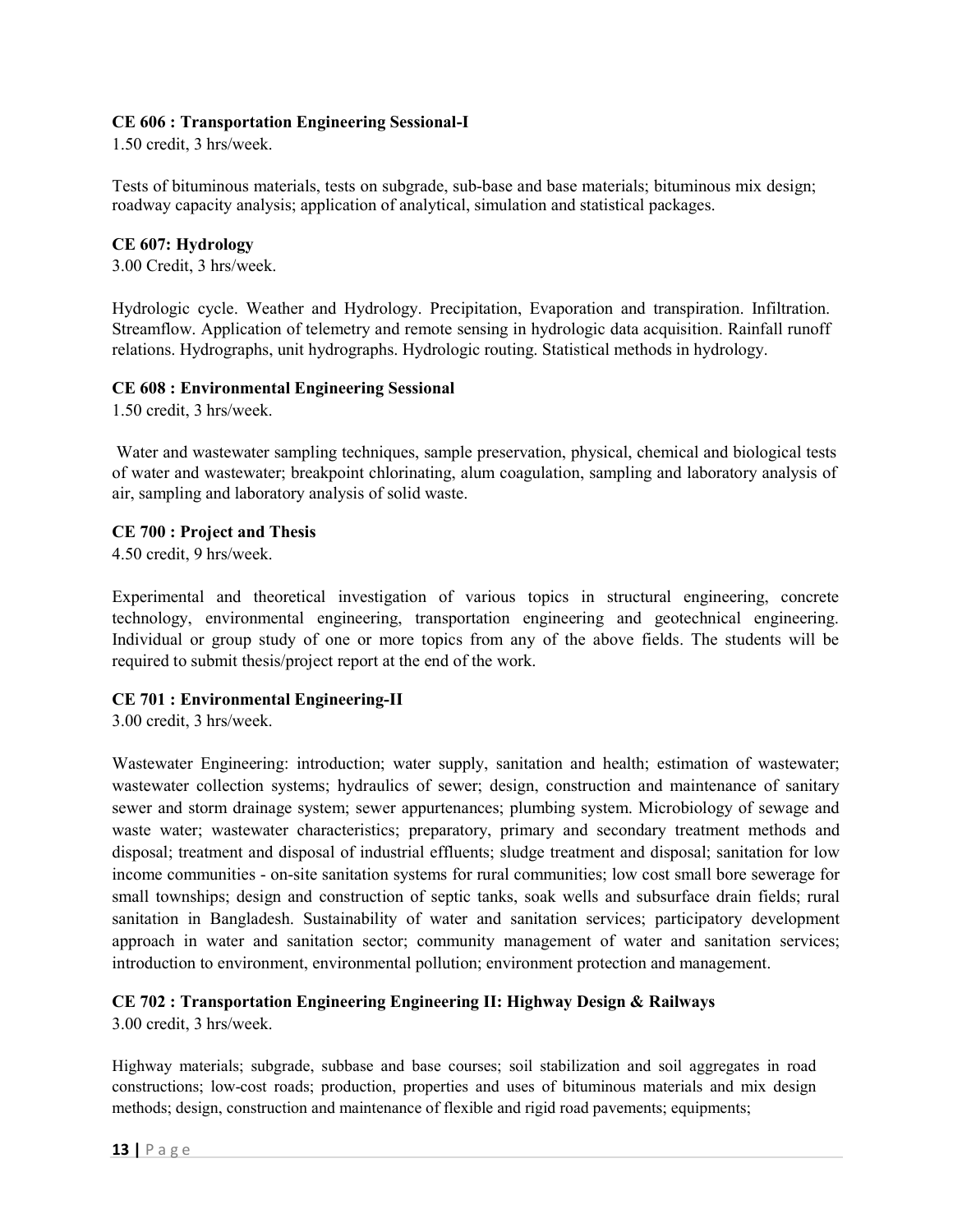**CE 606 : Transportation Engineering Sessional-I**

1.50 credit, 3 hrs/week.

Tests of bituminous materials, tests on subgrade, sub-base and base materials; bituminous mix design; roadway capacity analysis; application of analytical, simulation and statistical packages.

**CE 607: Hydrology**

3.00 Credit, 3 hrs/week.

Hydrologic cycle. Weather and Hydrology. Precipitation, Evaporation and transpiration. Infiltration. Streamflow. Application of telemetry and remote sensing in hydrologic data acquisition. Rainfall runoff relations. Hydrographs, unit hydrographs. Hydrologic routing. Statistical methods in hydrology.

**CE 608 : Environmental Engineering Sessional**

1.50 credit, 3 hrs/week.

Water and wastewater sampling techniques, sample preservation, physical, chemical and biological tests of water and wastewater; breakpoint chlorinating, alum coagulation, sampling and laboratory analysis of air, sampling and laboratory analysis of solid waste.

**CE 700 : Project and Thesis**

4.50 credit, 9 hrs/week.

Experimental and theoretical investigation of various topics in structural engineering, concrete technology, environmental engineering, transportation engineering and geotechnical engineering. Individual or group study of one or more topics from any of the above fields. The students will be required to submit thesis/project report at the end of the work.

**CE 701 : Environmental Engineering-II**

3.00 credit, 3 hrs/week.

Wastewater Engineering: introduction; water supply, sanitation and health; estimation of wastewater; wastewater collection systems; hydraulics of sewer; design, construction and maintenance of sanitary sewer and storm drainage system; sewer appurtenances; plumbing system. Microbiology of sewage and waste water; wastewater characteristics; preparatory, primary and secondary treatment methods and disposal; treatment and disposal of industrial effluents; sludge treatment and disposal; sanitation for low income communities - on-site sanitation systems for rural communities; low cost small bore sewerage for small townships; design and construction of septic tanks, soak wells and subsurface drain fields; rural sanitation in Bangladesh. Sustainability of water and sanitation services; participatory development approach in water and sanitation sector; community management of water and sanitation services; introduction to environment, environmental pollution; environment protection and management.

**CE 702 : Transportation Engineering Engineering II: Highway Design & Railways**

3.00 credit, 3 hrs/week.

Highway materials; subgrade, subbase and base courses; soil stabilization and soil aggregates in road constructions; low-cost roads; production, properties and uses of bituminous materials and mix design methods; design, construction and maintenance of flexible and rigid road pavements; equipments;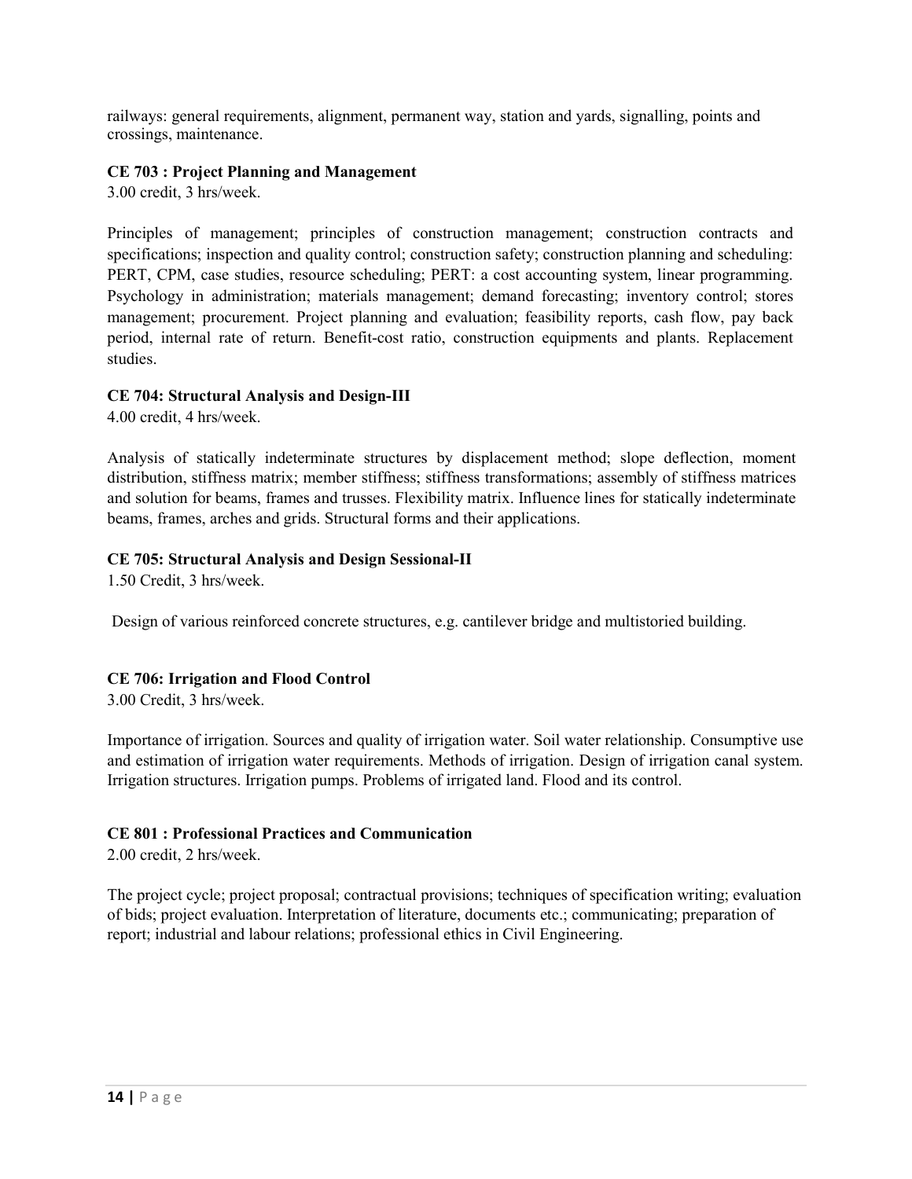railways: general requirements, alignment, permanent way, station and yards, signalling, points and crossings, maintenance.

**CE 703 : Project Planning and Management**

3.00 credit, 3 hrs/week.

Principles of management; principles of construction management; construction contracts and specifications; inspection and quality control; construction safety; construction planning and scheduling: PERT, CPM, case studies, resource scheduling; PERT: a cost accounting system, linear programming. Psychology in administration; materials management; demand forecasting; inventory control; stores management; procurement. Project planning and evaluation; feasibility reports, cash flow, pay back period, internal rate of return. Benefit-cost ratio, construction equipments and plants. Replacement studies.

**CE 704: Structural Analysis and Design-III**

4.00 credit, 4 hrs/week.

Analysis of statically indeterminate structures by displacement method; slope deflection, moment distribution, stiffness matrix; member stiffness; stiffness transformations; assembly of stiffness matrices and solution for beams, frames and trusses. Flexibility matrix. Influence lines for statically indeterminate beams, frames, arches and grids. Structural forms and their applications.

**CE 705: Structural Analysis and Design Sessional-II**

1.50 Credit, 3 hrs/week.

Design of various reinforced concrete structures, e.g. cantilever bridge and multistoried building.

**CE 706: Irrigation and Flood Control**

3.00 Credit, 3 hrs/week.

Importance of irrigation. Sources and quality of irrigation water. Soil water relationship. Consumptive use and estimation of irrigation water requirements. Methods of irrigation. Design of irrigation canal system. Irrigation structures. Irrigation pumps. Problems of irrigated land. Flood and its control.

**CE 801 : Professional Practices and Communication**

2.00 credit, 2 hrs/week.

The project cycle; project proposal; contractual provisions; techniques of specification writing; evaluation of bids; project evaluation. Interpretation of literature, documents etc.; communicating; preparation of report; industrial and labour relations; professional ethics in Civil Engineering.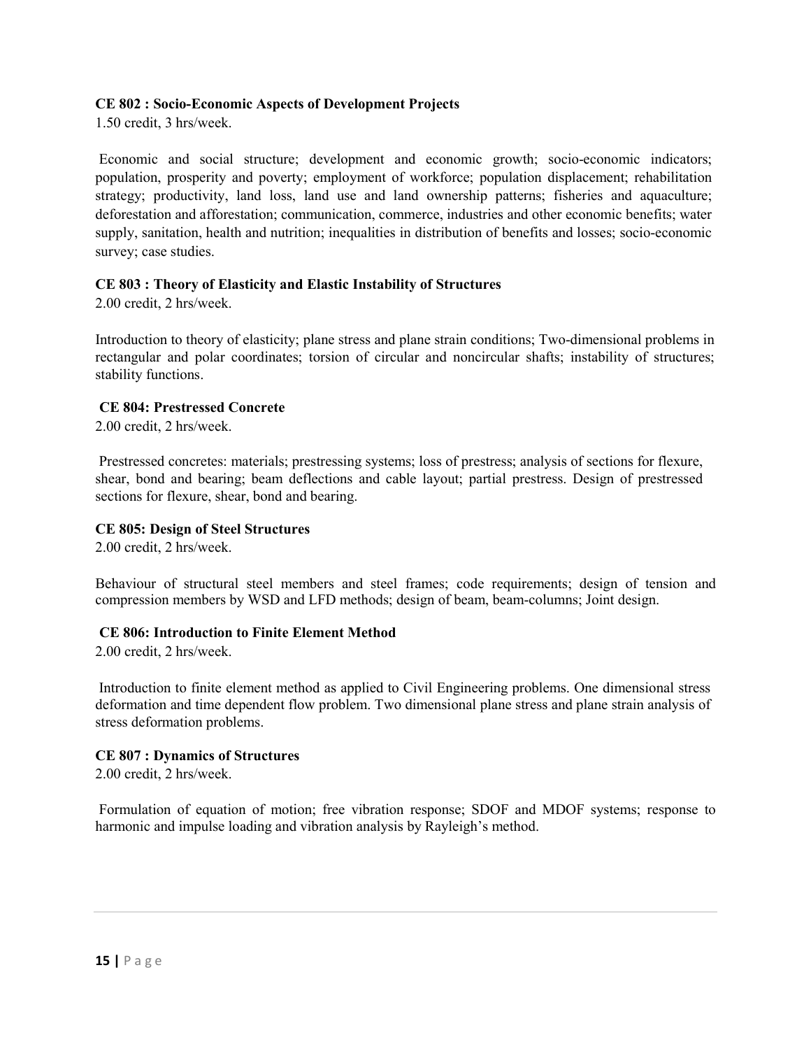**CE 802 : Socio-Economic Aspects of Development Projects**

1.50 credit, 3 hrs/week.

Economic and social structure; development and economic growth; socio-economic indicators; population, prosperity and poverty; employment of workforce; population displacement; rehabilitation strategy; productivity, land loss, land use and land ownership patterns; fisheries and aquaculture; deforestation and afforestation; communication, commerce, industries and other economic benefits; water supply, sanitation, health and nutrition; inequalities in distribution of benefits and losses; socio-economic survey; case studies.

**CE 803 : Theory of Elasticity and Elastic Instability of Structures**

2.00 credit, 2 hrs/week.

Introduction to theory of elasticity; plane stress and plane strain conditions; Two-dimensional problems in rectangular and polar coordinates; torsion of circular and noncircular shafts; instability of structures; stability functions.

**CE 804: Prestressed Concrete**

2.00 credit, 2 hrs/week.

Prestressed concretes: materials; prestressing systems; loss of prestress; analysis of sections for flexure, shear, bond and bearing; beam deflections and cable layout; partial prestress. Design of prestressed sections for flexure, shear, bond and bearing.

**CE 805: Design of Steel Structures**

2.00 credit, 2 hrs/week.

Behaviour of structural steel members and steel frames; code requirements; design of tension and compression members by WSD and LFD methods; design of beam, beam-columns; Joint design.

**CE 806: Introduction to Finite Element Method**

2.00 credit, 2 hrs/week.

Introduction to finite element method as applied to Civil Engineering problems. One dimensional stress deformation and time dependent flow problem. Two dimensional plane stress and plane strain analysis of stress deformation problems.

**CE 807 : Dynamics of Structures**

2.00 credit, 2 hrs/week.

Formulation of equation of motion; free vibration response; SDOF and MDOF systems; response to harmonic and impulse loading and vibration analysis by Rayleigh's method.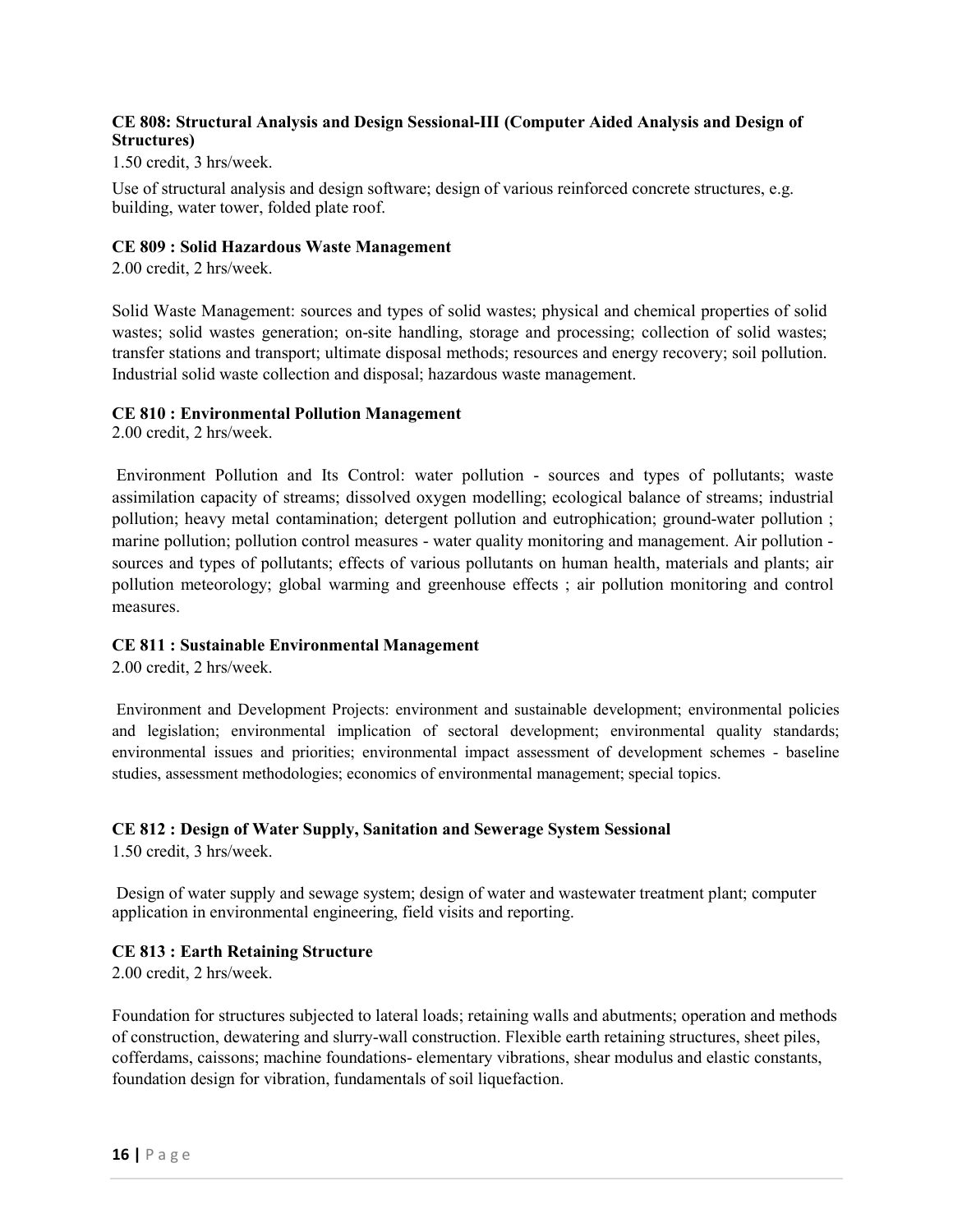**CE 808: Structural Analysis and Design Sessional-III (Computer Aided Analysis and Design of Structures)**

1.50 credit, 3 hrs/week.

Use of structural analysis and design software; design of various reinforced concrete structures, e.g. building, water tower, folded plate roof.

**CE 809 : Solid Hazardous Waste Management**

2.00 credit, 2 hrs/week.

Solid Waste Management: sources and types of solid wastes; physical and chemical properties of solid wastes; solid wastes generation; on-site handling, storage and processing; collection of solid wastes; transfer stations and transport; ultimate disposal methods; resources and energy recovery; soil pollution. Industrial solid waste collection and disposal; hazardous waste management.

**CE 810 : Environmental Pollution Management**

2.00 credit, 2 hrs/week.

Environment Pollution and Its Control: water pollution - sources and types of pollutants; waste assimilation capacity of streams; dissolved oxygen modelling; ecological balance of streams; industrial pollution; heavy metal contamination; detergent pollution and eutrophication; ground-water pollution ; marine pollution; pollution control measures - water quality monitoring and management. Air pollution - sources and types of pollutants; effects of various pollutants on human health, materials and plants; air pollution meteorology; global warming and greenhouse effects ; air pollution monitoring and control measures.

**CE 811 : Sustainable Environmental Management**

2.00 credit, 2 hrs/week.

Environment and Development Projects: environment and sustainable development; environmental policies and legislation; environmental implication of sectoral development; environmental quality standards; environmental issues and priorities; environmental impact assessment of development schemes - baseline studies, assessment methodologies; economics of environmental management; special topics.

**CE 812 : Design of Water Supply, Sanitation and Sewerage System Sessional**

1.50 credit, 3 hrs/week.

Design of water supply and sewage system; design of water and wastewater treatment plant; computer application in environmental engineering, field visits and reporting.

**CE 813 : Earth Retaining Structure**

2.00 credit, 2 hrs/week.

Foundation for structures subjected to lateral loads; retaining walls and abutments; operation and methods of construction, dewatering and slurry-wall construction. Flexible earth retaining structures, sheet piles, cofferdams, caissons; machine foundations- elementary vibrations, shear modulus and elastic constants, foundation design for vibration, fundamentals of soil liquefaction.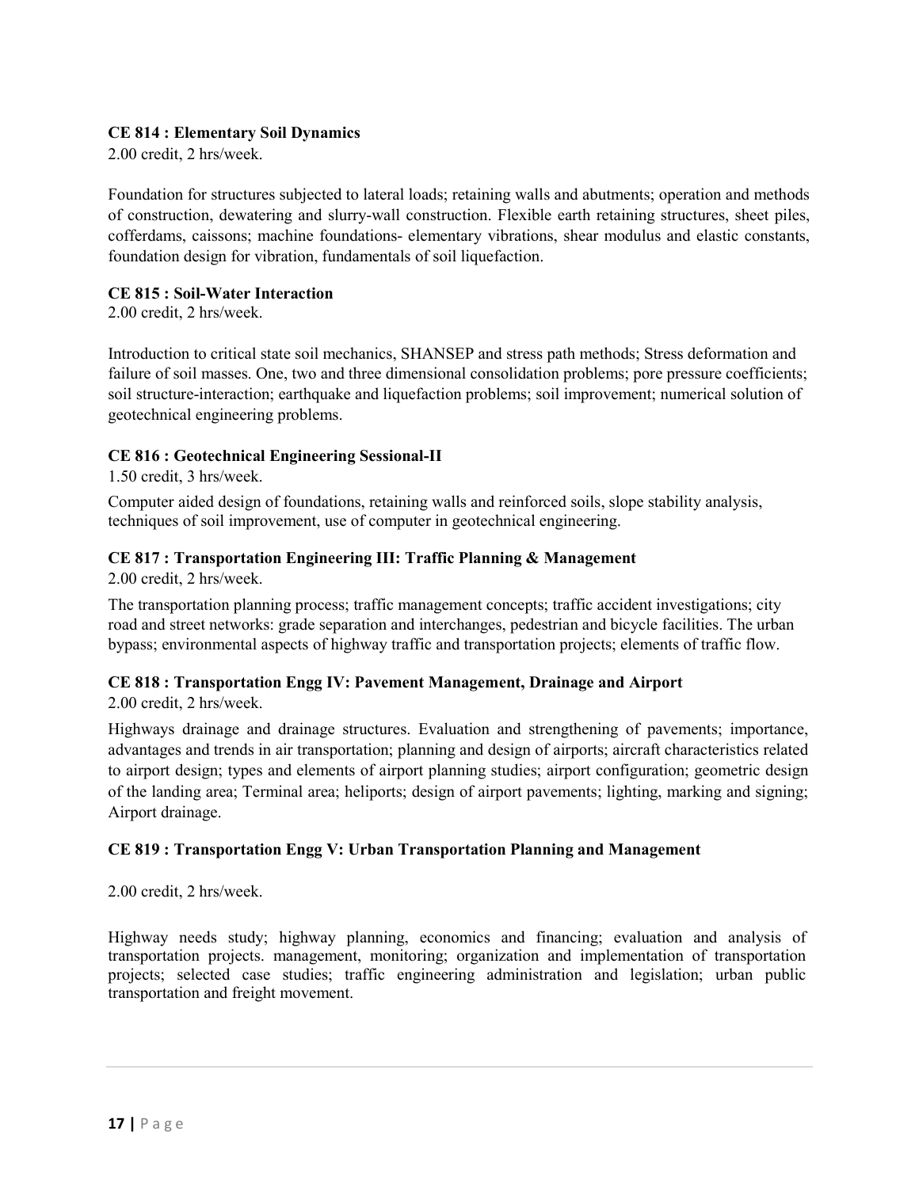**CE 814 : Elementary Soil Dynamics**

2.00 credit, 2 hrs/week.

Foundation for structures subjected to lateral loads; retaining walls and abutments; operation and methods of construction, dewatering and slurry-wall construction. Flexible earth retaining structures, sheet piles, cofferdams, caissons; machine foundations- elementary vibrations, shear modulus and elastic constants, foundation design for vibration, fundamentals of soil liquefaction.

**CE 815 : Soil-Water Interaction**

2.00 credit, 2 hrs/week.

Introduction to critical state soil mechanics, SHANSEP and stress path methods; Stress deformation and failure of soil masses. One, two and three dimensional consolidation problems; pore pressure coefficients; soil structure-interaction; earthquake and liquefaction problems; soil improvement; numerical solution of geotechnical engineering problems.

**CE 816 : Geotechnical Engineering Sessional-II**

1.50 credit, 3 hrs/week.

Computer aided design of foundations, retaining walls and reinforced soils, slope stability analysis, techniques of soil improvement, use of computer in geotechnical engineering.

**CE 817 : Transportation Engineering III: Traffic Planning & Management**

2.00 credit, 2 hrs/week.

The transportation planning process; traffic management concepts; traffic accident investigations; city road and street networks: grade separation and interchanges, pedestrian and bicycle facilities. The urban bypass; environmental aspects of highway traffic and transportation projects; elements of traffic flow.

**CE 818 : Transportation Engg IV: Pavement Management, Drainage and Airport**

2.00 credit, 2 hrs/week.

Highways drainage and drainage structures. Evaluation and strengthening of pavements; importance, advantages and trends in air transportation; planning and design of airports; aircraft characteristics related to airport design; types and elements of airport planning studies; airport configuration; geometric design of the landing area; Terminal area; heliports; design of airport pavements; lighting, marking and signing; Airport drainage.

**CE 819 : Transportation Engg V: Urban Transportation Planning and Management**

2.00 credit, 2 hrs/week.

Highway needs study; highway planning, economics and financing; evaluation and analysis of transportation projects. management, monitoring; organization and implementation of transportation projects; selected case studies; traffic engineering administration and legislation; urban public transportation and freight movement.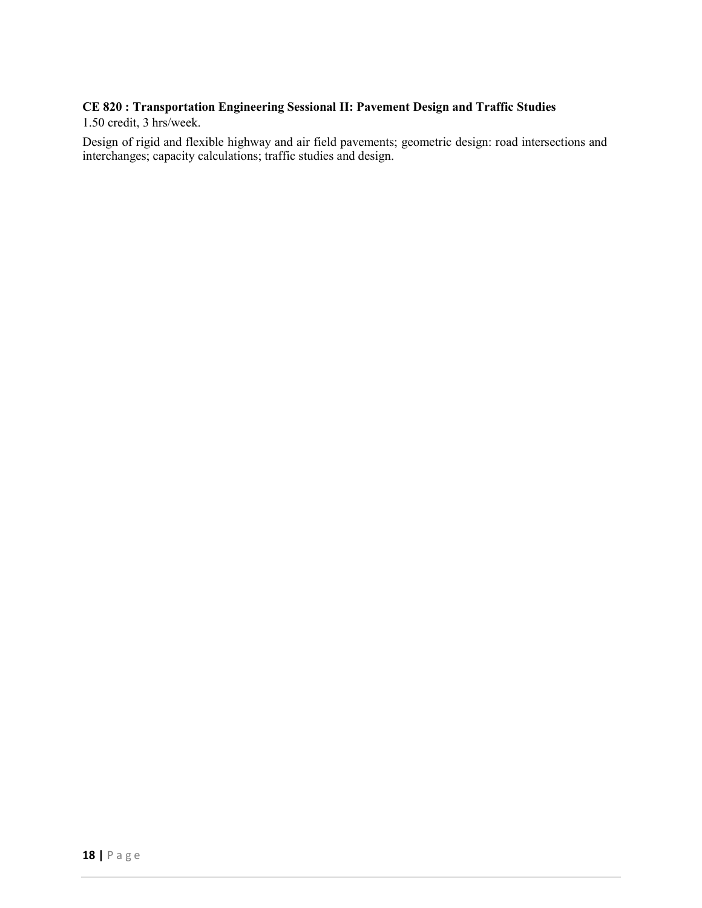**CE 820 : Transportation Engineering Sessional II: Pavement Design and Traffic Studies**

1.50 credit, 3 hrs/week.

Design of rigid and flexible highway and air field pavements; geometric design: road intersections and interchanges; capacity calculations; traffic studies and design.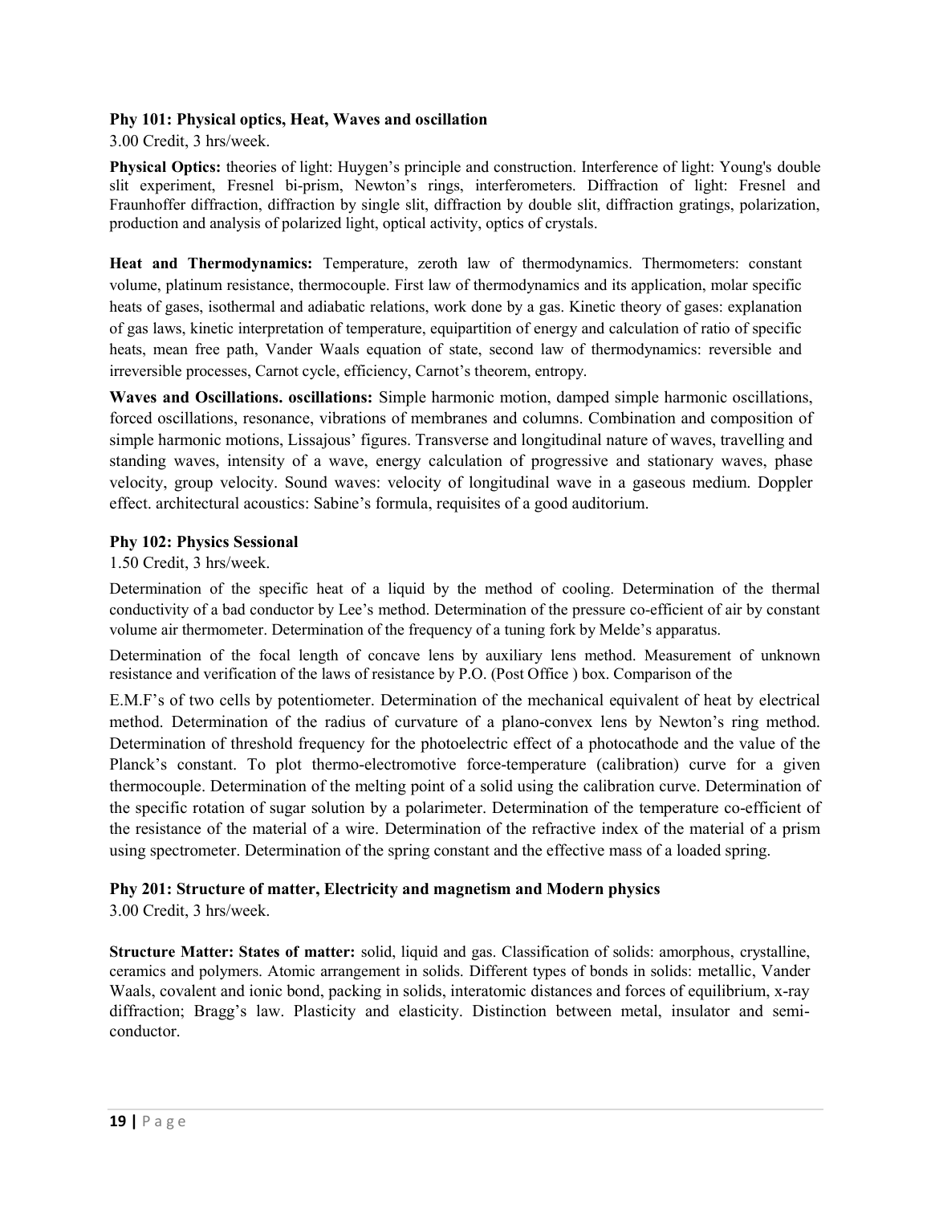### Phy 101: Physical optics, Heat, Waves and oscillation

3.00 Credit, 3 hrs/week.

**Physical Optics:** theories of light: Huygen's principle and construction. Interference of light: Young's double slit experiment, Fresnel bi-prism, Newton's rings, interferometers. Diffraction of light: Fresnel and Fraunhoffer diffraction, diffraction by single slit, diffraction by double slit, diffraction gratings, polarization, production and analysis of polarized light, optical activity, optics of crystals.

**Heat and Thermodynamics:** Temperature, zeroth law of thermodynamics. Thermometers: constant volume, platinum resistance, thermocouple. First law of thermodynamics and its application, molar specific heats of gases, isothermal and adiabatic relations, work done by a gas. Kinetic theory of gases: explanation of gas laws, kinetic interpretation of temperature, equipartition of energy and calculation of ratio of specific heats, mean free path, Vander Waals equation of state, second law of thermodynamics: reversible and irreversible processes, Carnot cycle, efficiency, Carnot's theorem, entropy.

**Waves and Oscillations. oscillations:** Simple harmonic motion, damped simple harmonic oscillations, forced oscillations, resonance, vibrations of membranes and columns. Combination and composition of simple harmonic motions, Lissajous' figures. Transverse and longitudinal nature of waves, travelling and standing waves, intensity of a wave, energy calculation of progressive and stationary waves, phase velocity, group velocity. Sound waves: velocity of longitudinal wave in a gaseous medium. Doppler effect. architectural acoustics: Sabine's formula, requisites of a good auditorium.

### Phy 102: Physics Sessional

1.50 Credit, 3 hrs/week.

Determination of the specific heat of a liquid by the method of cooling. Determination of the thermal conductivity of a bad conductor by Lee's method. Determination of the pressure co-efficient of air by constant volume air thermometer. Determination of the frequency of a tuning fork by Melde's apparatus.

Determination of the focal length of concave lens by auxiliary lens method. Measurement of unknown resistance and verification of the laws of resistance by P.O. (Post Office ) box. Comparison of the

E.M.F's of two cells by potentiometer. Determination of the mechanical equivalent of heat by electrical method. Determination of the radius of curvature of a plano-convex lens by Newton's ring method. Determination of threshold frequency for the photoelectric effect of a photocathode and the value of the Planck's constant. To plot thermo-electromotive force-temperature (calibration) curve for a given thermocouple. Determination of the melting point of a solid using the calibration curve. Determination of the specific rotation of sugar solution by a polarimeter. Determination of the temperature co-efficient of the resistance of the material of a wire. Determination of the refractive index of the material of a prism using spectrometer. Determination of the spring constant and the effective mass of a loaded spring.

### Phy 201: Structure of matter, Electricity and magnetism and Modern physics

3.00 Credit, 3 hrs/week.

**Structure Matter: States of matter:** solid, liquid and gas. Classification of solids: amorphous, crystalline, ceramics and polymers. Atomic arrangement in solids. Different types of bonds in solids: metallic, Vander Waals, covalent and ionic bond, packing in solids, interatomic distances and forces of equilibrium, x-ray diffraction; Bragg's law. Plasticity and elasticity. Distinction between metal, insulator and semi-conductor.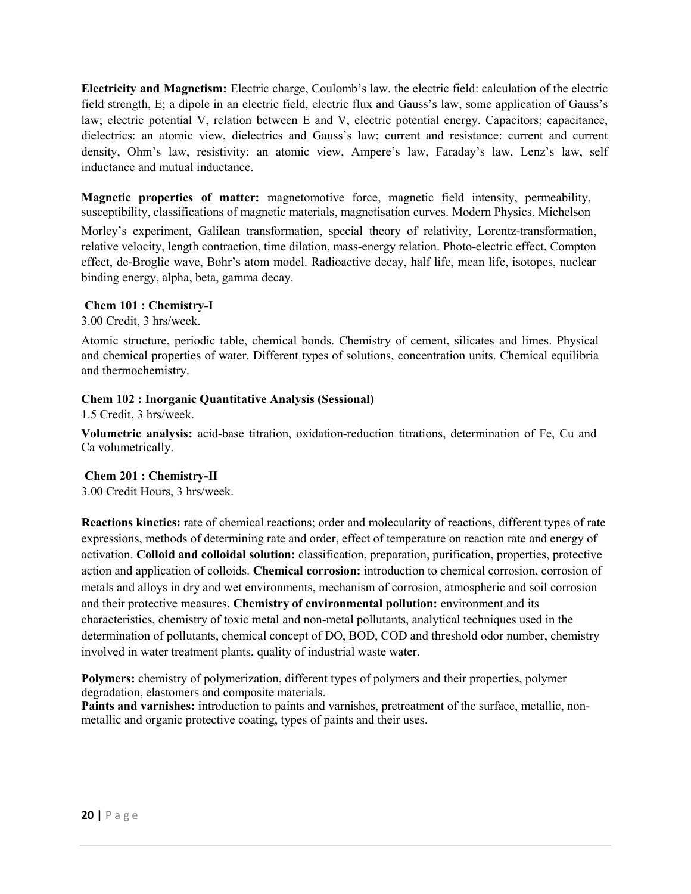**Electricity and Magnetism:** Electric charge, Coulomb's law. the electric field: calculation of the electric field strength, E; a dipole in an electric field, electric flux and Gauss's law, some application of Gauss's law; electric potential V, relation between E and V, electric potential energy. Capacitors; capacitance, dielectrics: an atomic view, dielectrics and Gauss's law; current and resistance: current and current density, Ohm's law, resistivity: an atomic view, Ampere's law, Faraday's law, Lenz's law, self inductance and mutual inductance.

**Magnetic properties of matter:** magnetomotive force, magnetic field intensity, permeability, susceptibility, classifications of magnetic materials, magnetisation curves. Modern Physics. Michelson Morley's experiment, Galilean transformation, special theory of relativity, Lorentz-transformation, relative velocity, length contraction, time dilation, mass-energy relation. Photo-electric effect, Compton effect, de-Broglie wave, Bohr's atom model. Radioactive decay, half life, mean life, isotopes, nuclear binding energy, alpha, beta, gamma decay.

### Chem 101 : Chemistry-I

3.00 Credit, 3 hrs/week.

Atomic structure, periodic table, chemical bonds. Chemistry of cement, silicates and limes. Physical and chemical properties of water. Different types of solutions, concentration units. Chemical equilibria and thermochemistry.

### Chem 102 : Inorganic Quantitative Analysis (Sessional)

1.5 Credit, 3 hrs/week.

**Volumetric analysis:** acid-base titration, oxidation-reduction titrations, determination of Fe, Cu and Ca volumetrically.

### Chem 201 : Chemistry-II

3.00 Credit Hours, 3 hrs/week.

**Reactions kinetics:** rate of chemical reactions; order and molecularity of reactions, different types of rate expressions, methods of determining rate and order, effect of temperature on reaction rate and energy of activation. **Colloid and colloidal solution:** classification, preparation, purification, properties, protective action and application of colloids. **Chemical corrosion:** introduction to chemical corrosion, corrosion of metals and alloys in dry and wet environments, mechanism of corrosion, atmospheric and soil corrosion and their protective measures. **Chemistry of environmental pollution:** environment and its characteristics, chemistry of toxic metal and non-metal pollutants, analytical techniques used in the determination of pollutants, chemical concept of DO, BOD, COD and threshold odor number, chemistry involved in water treatment plants, quality of industrial waste water.

**Polymers:** chemistry of polymerization, different types of polymers and their properties, polymer degradation, elastomers and composite materials.
**Paints and varnishes:** introduction to paints and varnishes, pretreatment of the surface, metallic, non-metallic and organic protective coating, types of paints and their uses.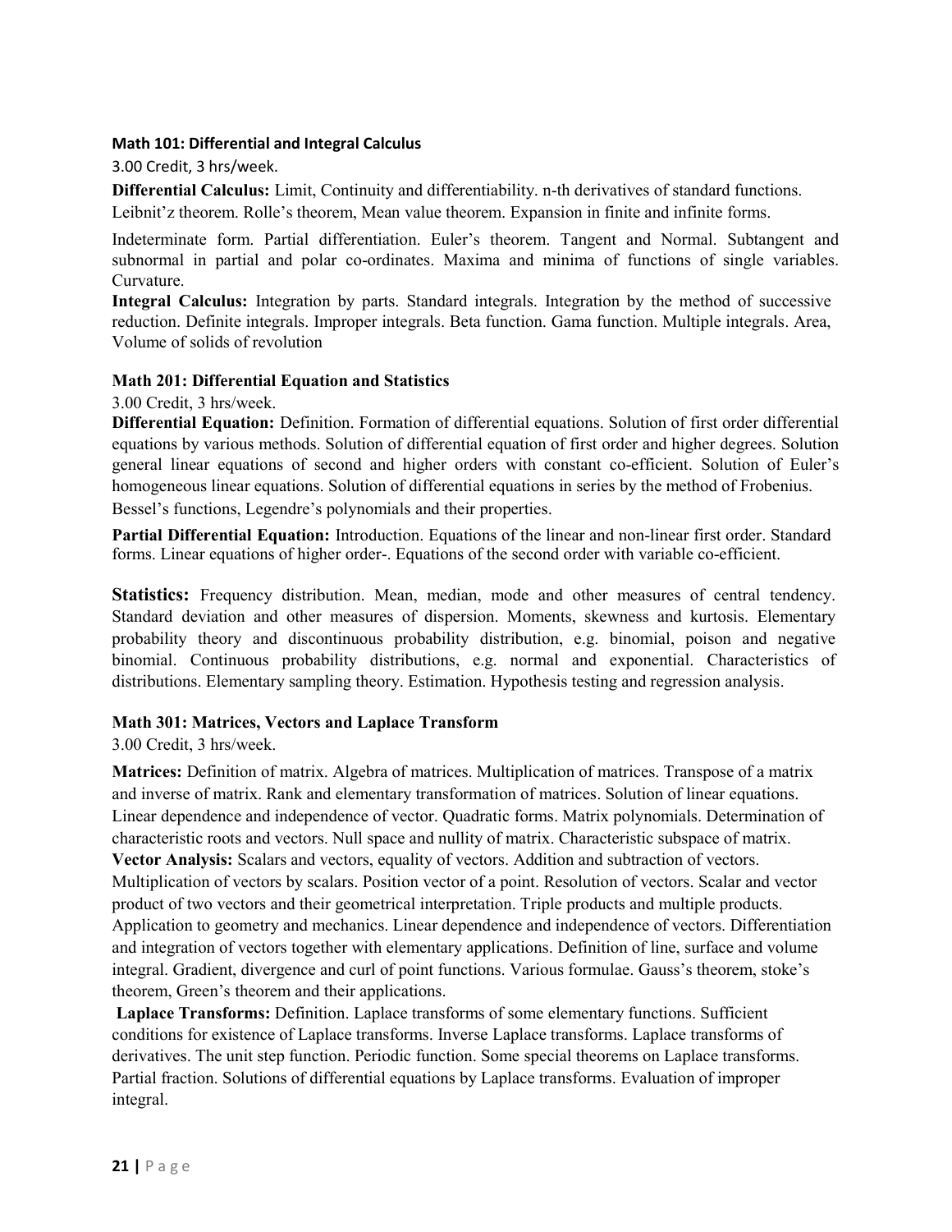### Math 101: Differential and Integral Calculus

3.00 Credit, 3 hrs/week.

**Differential Calculus:** Limit, Continuity and differentiability. n-th derivatives of standard functions. Leibnit'z theorem. Rolle's theorem, Mean value theorem. Expansion in finite and infinite forms.

Indeterminate form. Partial differentiation. Euler's theorem. Tangent and Normal. Subtangent and subnormal in partial and polar co-ordinates. Maxima and minima of functions of single variables. Curvature.

**Integral Calculus:** Integration by parts. Standard integrals. Integration by the method of successive reduction. Definite integrals. Improper integrals. Beta function. Gama function. Multiple integrals. Area, Volume of solids of revolution

### Math 201: Differential Equation and Statistics

3.00 Credit, 3 hrs/week.

**Differential Equation:** Definition. Formation of differential equations. Solution of first order differential equations by various methods. Solution of differential equation of first order and higher degrees. Solution general linear equations of second and higher orders with constant co-efficient. Solution of Euler's homogeneous linear equations. Solution of differential equations in series by the method of Frobenius. Bessel's functions, Legendre's polynomials and their properties.

**Partial Differential Equation:** Introduction. Equations of the linear and non-linear first order. Standard forms. Linear equations of higher order-. Equations of the second order with variable co-efficient.

**Statistics:** Frequency distribution. Mean, median, mode and other measures of central tendency. Standard deviation and other measures of dispersion. Moments, skewness and kurtosis. Elementary probability theory and discontinuous probability distribution, e.g. binomial, poison and negative binomial. Continuous probability distributions, e.g. normal and exponential. Characteristics of distributions. Elementary sampling theory. Estimation. Hypothesis testing and regression analysis.

### Math 301: Matrices, Vectors and Laplace Transform

3.00 Credit, 3 hrs/week.

**Matrices:** Definition of matrix. Algebra of matrices. Multiplication of matrices. Transpose of a matrix and inverse of matrix. Rank and elementary transformation of matrices. Solution of linear equations. Linear dependence and independence of vector. Quadratic forms. Matrix polynomials. Determination of characteristic roots and vectors. Null space and nullity of matrix. Characteristic subspace of matrix.

**Vector Analysis:** Scalars and vectors, equality of vectors. Addition and subtraction of vectors. Multiplication of vectors by scalars. Position vector of a point. Resolution of vectors. Scalar and vector product of two vectors and their geometrical interpretation. Triple products and multiple products. Application to geometry and mechanics. Linear dependence and independence of vectors. Differentiation and integration of vectors together with elementary applications. Definition of line, surface and volume integral. Gradient, divergence and curl of point functions. Various formulae. Gauss's theorem, stoke's theorem, Green's theorem and their applications.

**Laplace Transforms:** Definition. Laplace transforms of some elementary functions. Sufficient conditions for existence of Laplace transforms. Inverse Laplace transforms. Laplace transforms of derivatives. The unit step function. Periodic function. Some special theorems on Laplace transforms. Partial fraction. Solutions of differential equations by Laplace transforms. Evaluation of improper integral.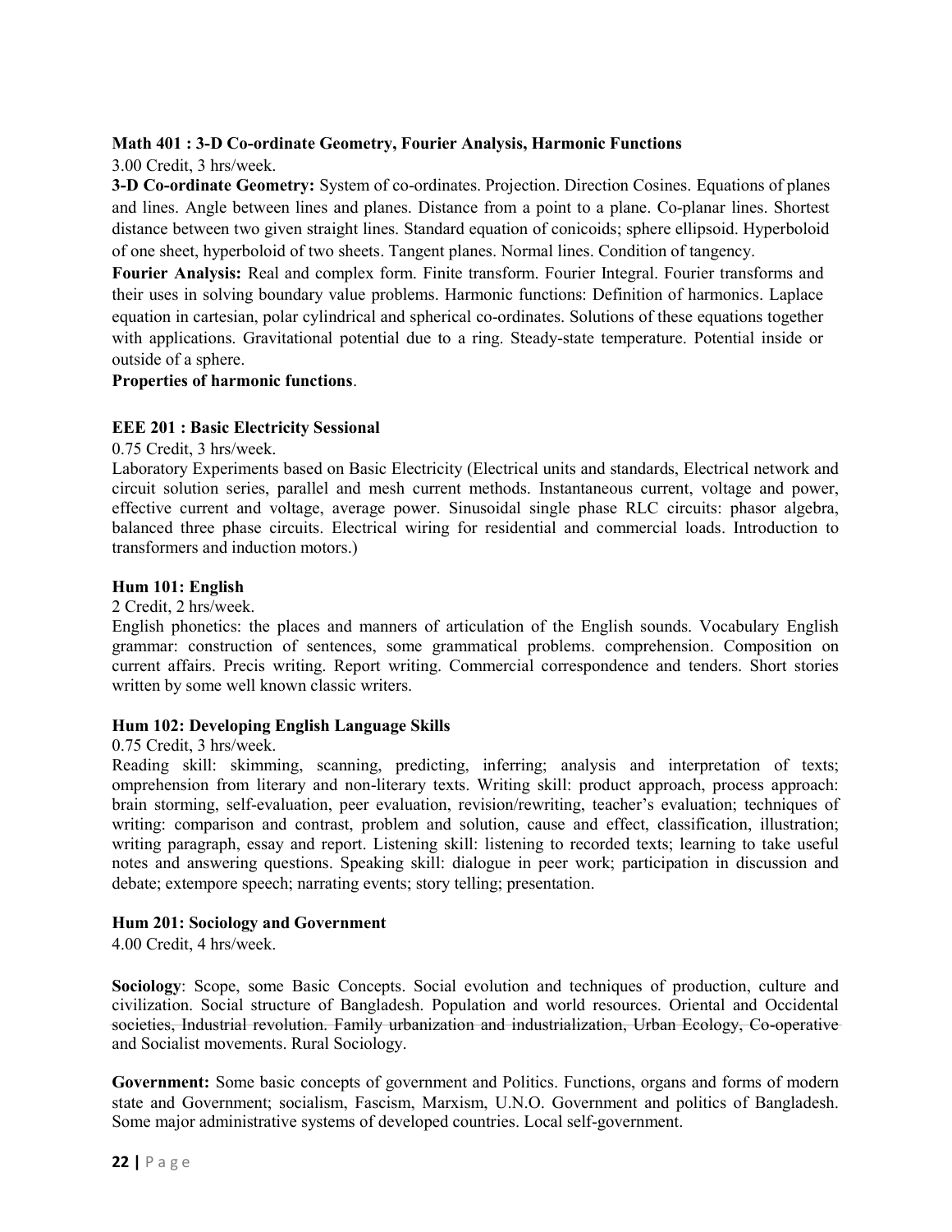**Math 401 : 3-D Co-ordinate Geometry, Fourier Analysis, Harmonic Functions**

3.00 Credit, 3 hrs/week.

**3-D Co-ordinate Geometry:** System of co-ordinates. Projection. Direction Cosines. Equations of planes and lines. Angle between lines and planes. Distance from a point to a plane. Co-planar lines. Shortest distance between two given straight lines. Standard equation of conicoids; sphere ellipsoid. Hyperboloid of one sheet, hyperboloid of two sheets. Tangent planes. Normal lines. Condition of tangency.

**Fourier Analysis:** Real and complex form. Finite transform. Fourier Integral. Fourier transforms and their uses in solving boundary value problems. Harmonic functions: Definition of harmonics. Laplace equation in cartesian, polar cylindrical and spherical co-ordinates. Solutions of these equations together with applications. Gravitational potential due to a ring. Steady-state temperature. Potential inside or outside of a sphere.

**Properties of harmonic functions**.

**EEE 201 : Basic Electricity Sessional**

0.75 Credit, 3 hrs/week.

Laboratory Experiments based on Basic Electricity (Electrical units and standards, Electrical network and circuit solution series, parallel and mesh current methods. Instantaneous current, voltage and power, effective current and voltage, average power. Sinusoidal single phase RLC circuits: phasor algebra, balanced three phase circuits. Electrical wiring for residential and commercial loads. Introduction to transformers and induction motors.)

**Hum 101: English**

2 Credit, 2 hrs/week.

English phonetics: the places and manners of articulation of the English sounds. Vocabulary English grammar: construction of sentences, some grammatical problems. comprehension. Composition on current affairs. Precis writing. Report writing. Commercial correspondence and tenders. Short stories written by some well known classic writers.

**Hum 102: Developing English Language Skills**

0.75 Credit, 3 hrs/week.

Reading skill: skimming, scanning, predicting, inferring; analysis and interpretation of texts; omprehension from literary and non-literary texts. Writing skill: product approach, process approach: brain storming, self-evaluation, peer evaluation, revision/rewriting, teacher's evaluation; techniques of writing: comparison and contrast, problem and solution, cause and effect, classification, illustration; writing paragraph, essay and report. Listening skill: listening to recorded texts; learning to take useful notes and answering questions. Speaking skill: dialogue in peer work; participation in discussion and debate; extempore speech; narrating events; story telling; presentation.

**Hum 201: Sociology and Government**

4.00 Credit, 4 hrs/week.

**Sociology**: Scope, some Basic Concepts. Social evolution and techniques of production, culture and civilization. Social structure of Bangladesh. Population and world resources. Oriental and Occidental societies, Industrial revolution. Family urbanization and industrialization, Urban Ecology, Co-operative and Socialist movements. Rural Sociology.

**Government:** Some basic concepts of government and Politics. Functions, organs and forms of modern state and Government; socialism, Fascism, Marxism, U.N.O. Government and politics of Bangladesh. Some major administrative systems of developed countries. Local self-government.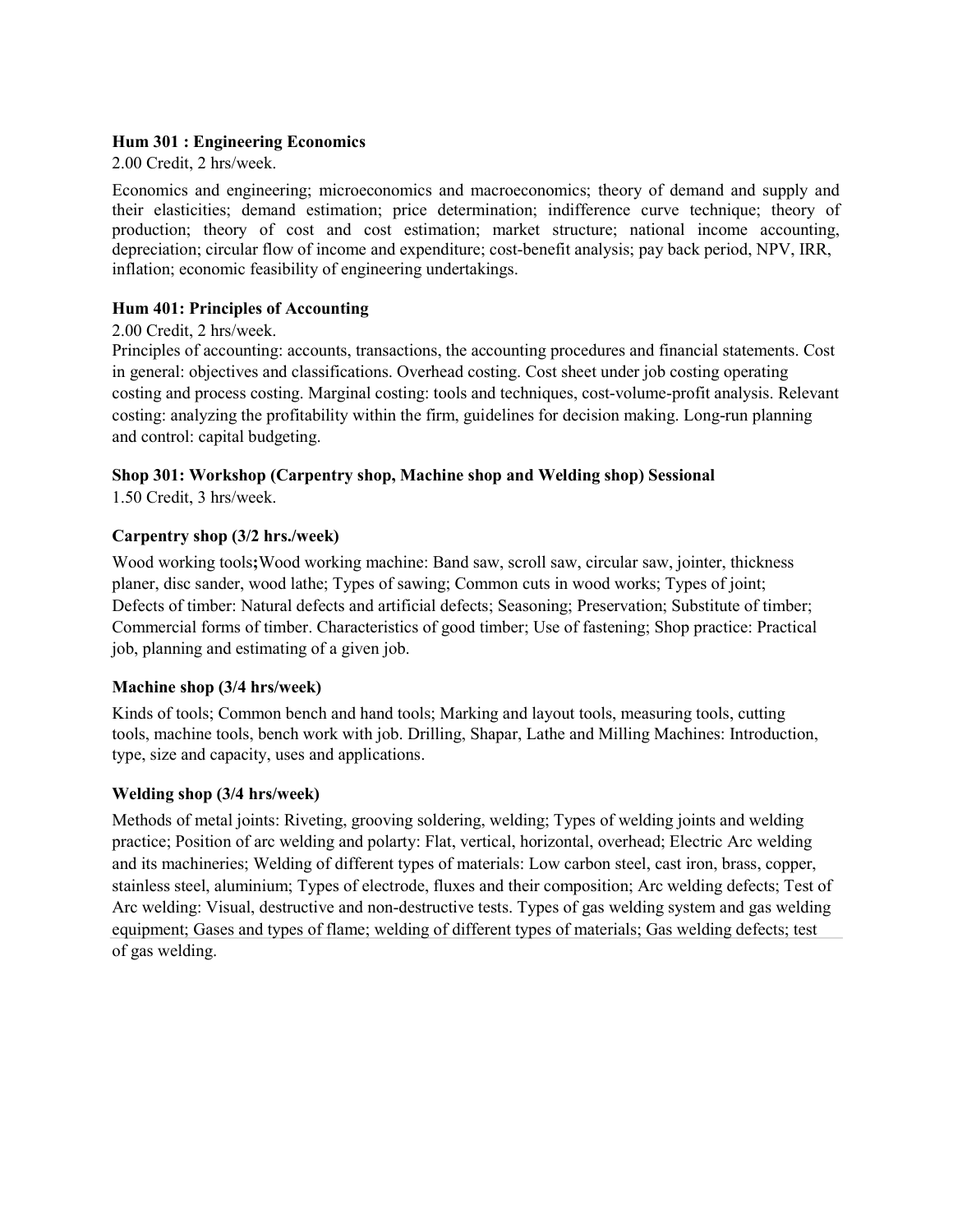**Hum 301 : Engineering Economics**

2.00 Credit, 2 hrs/week.

Economics and engineering; microeconomics and macroeconomics; theory of demand and supply and their elasticities; demand estimation; price determination; indifference curve technique; theory of production; theory of cost and cost estimation; market structure; national income accounting, depreciation; circular flow of income and expenditure; cost-benefit analysis; pay back period, NPV, IRR, inflation; economic feasibility of engineering undertakings.

**Hum 401: Principles of Accounting**

2.00 Credit, 2 hrs/week.

Principles of accounting: accounts, transactions, the accounting procedures and financial statements. Cost in general: objectives and classifications. Overhead costing. Cost sheet under job costing operating costing and process costing. Marginal costing: tools and techniques, cost-volume-profit analysis. Relevant costing: analyzing the profitability within the firm, guidelines for decision making. Long-run planning and control: capital budgeting.

**Shop 301: Workshop (Carpentry shop, Machine shop and Welding shop) Sessional**

1.50 Credit, 3 hrs/week.

**Carpentry shop (3/2 hrs./week)**

Wood working tools**;**Wood working machine: Band saw, scroll saw, circular saw, jointer, thickness planer, disc sander, wood lathe; Types of sawing; Common cuts in wood works; Types of joint; Defects of timber: Natural defects and artificial defects; Seasoning; Preservation; Substitute of timber; Commercial forms of timber. Characteristics of good timber; Use of fastening; Shop practice: Practical job, planning and estimating of a given job.

**Machine shop (3/4 hrs/week)**

Kinds of tools; Common bench and hand tools; Marking and layout tools, measuring tools, cutting tools, machine tools, bench work with job. Drilling, Shapar, Lathe and Milling Machines: Introduction, type, size and capacity, uses and applications.

**Welding shop (3/4 hrs/week)**

Methods of metal joints: Riveting, grooving soldering, welding; Types of welding joints and welding practice; Position of arc welding and polarty: Flat, vertical, horizontal, overhead; Electric Arc welding and its machineries; Welding of different types of materials: Low carbon steel, cast iron, brass, copper, stainless steel, aluminium; Types of electrode, fluxes and their composition; Arc welding defects; Test of Arc welding: Visual, destructive and non-destructive tests. Types of gas welding system and gas welding equipment; Gases and types of flame; welding of different types of materials; Gas welding defects; test of gas welding.